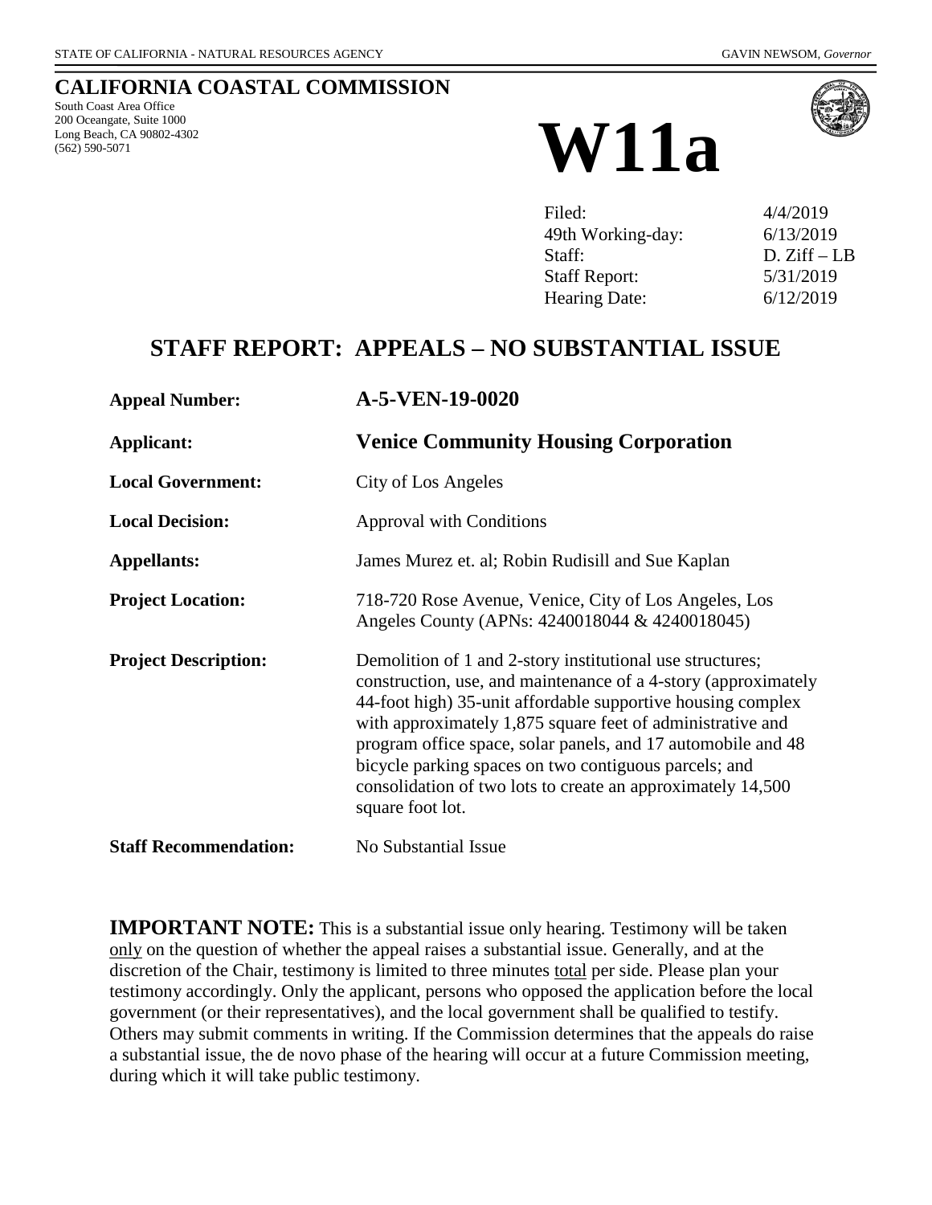STATE OF CALIFORNIA - NATURAL RESOURCES AGENCY GAVIN NEWSOM, *Governor*

# CALIFORNIA COASTAL COMMISSION

South Coast Area Office
200 Oceangate, Suite 1000
Long Beach, CA 90802-4302
(562) 590-5071

# W11a

| | |
|---|---|
| Filed: | 4/4/2019 |
| 49th Working-day: | 6/13/2019 |
| Staff: | D. Ziff – LB |
| Staff Report: | 5/31/2019 |
| Hearing Date: | 6/12/2019 |

## STAFF REPORT: APPEALS – NO SUBSTANTIAL ISSUE

| | |
|---|---|
| **Appeal Number:** | **A-5-VEN-19-0020** |
| **Applicant:** | **Venice Community Housing Corporation** |
| **Local Government:** | City of Los Angeles |
| **Local Decision:** | Approval with Conditions |
| **Appellants:** | James Murez et. al; Robin Rudisill and Sue Kaplan |
| **Project Location:** | 718-720 Rose Avenue, Venice, City of Los Angeles, Los Angeles County (APNs: 4240018044 & 4240018045) |
| **Project Description:** | Demolition of 1 and 2-story institutional use structures; construction, use, and maintenance of a 4-story (approximately 44-foot high) 35-unit affordable supportive housing complex with approximately 1,875 square feet of administrative and program office space, solar panels, and 17 automobile and 48 bicycle parking spaces on two contiguous parcels; and consolidation of two lots to create an approximately 14,500 square foot lot. |
| **Staff Recommendation:** | No Substantial Issue |

**IMPORTANT NOTE:** This is a substantial issue only hearing. Testimony will be taken only on the question of whether the appeal raises a substantial issue. Generally, and at the discretion of the Chair, testimony is limited to three minutes total per side. Please plan your testimony accordingly. Only the applicant, persons who opposed the application before the local government (or their representatives), and the local government shall be qualified to testify. Others may submit comments in writing. If the Commission determines that the appeals do raise a substantial issue, the de novo phase of the hearing will occur at a future Commission meeting, during which it will take public testimony.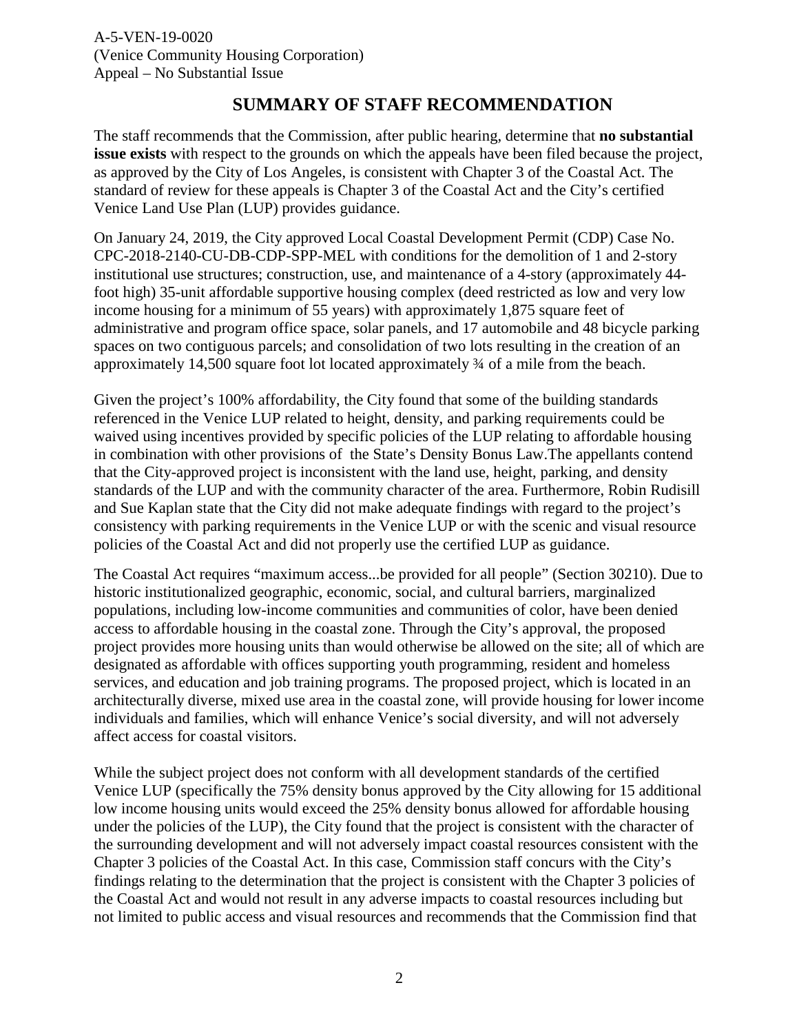A-5-VEN-19-0020
(Venice Community Housing Corporation)
Appeal – No Substantial Issue

## SUMMARY OF STAFF RECOMMENDATION

The staff recommends that the Commission, after public hearing, determine that **no substantial issue exists** with respect to the grounds on which the appeals have been filed because the project, as approved by the City of Los Angeles, is consistent with Chapter 3 of the Coastal Act. The standard of review for these appeals is Chapter 3 of the Coastal Act and the City's certified Venice Land Use Plan (LUP) provides guidance.

On January 24, 2019, the City approved Local Coastal Development Permit (CDP) Case No. CPC-2018-2140-CU-DB-CDP-SPP-MEL with conditions for the demolition of 1 and 2-story institutional use structures; construction, use, and maintenance of a 4-story (approximately 44-foot high) 35-unit affordable supportive housing complex (deed restricted as low and very low income housing for a minimum of 55 years) with approximately 1,875 square feet of administrative and program office space, solar panels, and 17 automobile and 48 bicycle parking spaces on two contiguous parcels; and consolidation of two lots resulting in the creation of an approximately 14,500 square foot lot located approximately ¾ of a mile from the beach.

Given the project's 100% affordability, the City found that some of the building standards referenced in the Venice LUP related to height, density, and parking requirements could be waived using incentives provided by specific policies of the LUP relating to affordable housing in combination with other provisions of the State's Density Bonus Law.The appellants contend that the City-approved project is inconsistent with the land use, height, parking, and density standards of the LUP and with the community character of the area. Furthermore, Robin Rudisill and Sue Kaplan state that the City did not make adequate findings with regard to the project's consistency with parking requirements in the Venice LUP or with the scenic and visual resource policies of the Coastal Act and did not properly use the certified LUP as guidance.

The Coastal Act requires "maximum access...be provided for all people" (Section 30210). Due to historic institutionalized geographic, economic, social, and cultural barriers, marginalized populations, including low-income communities and communities of color, have been denied access to affordable housing in the coastal zone. Through the City's approval, the proposed project provides more housing units than would otherwise be allowed on the site; all of which are designated as affordable with offices supporting youth programming, resident and homeless services, and education and job training programs. The proposed project, which is located in an architecturally diverse, mixed use area in the coastal zone, will provide housing for lower income individuals and families, which will enhance Venice's social diversity, and will not adversely affect access for coastal visitors.

While the subject project does not conform with all development standards of the certified Venice LUP (specifically the 75% density bonus approved by the City allowing for 15 additional low income housing units would exceed the 25% density bonus allowed for affordable housing under the policies of the LUP), the City found that the project is consistent with the character of the surrounding development and will not adversely impact coastal resources consistent with the Chapter 3 policies of the Coastal Act. In this case, Commission staff concurs with the City's findings relating to the determination that the project is consistent with the Chapter 3 policies of the Coastal Act and would not result in any adverse impacts to coastal resources including but not limited to public access and visual resources and recommends that the Commission find that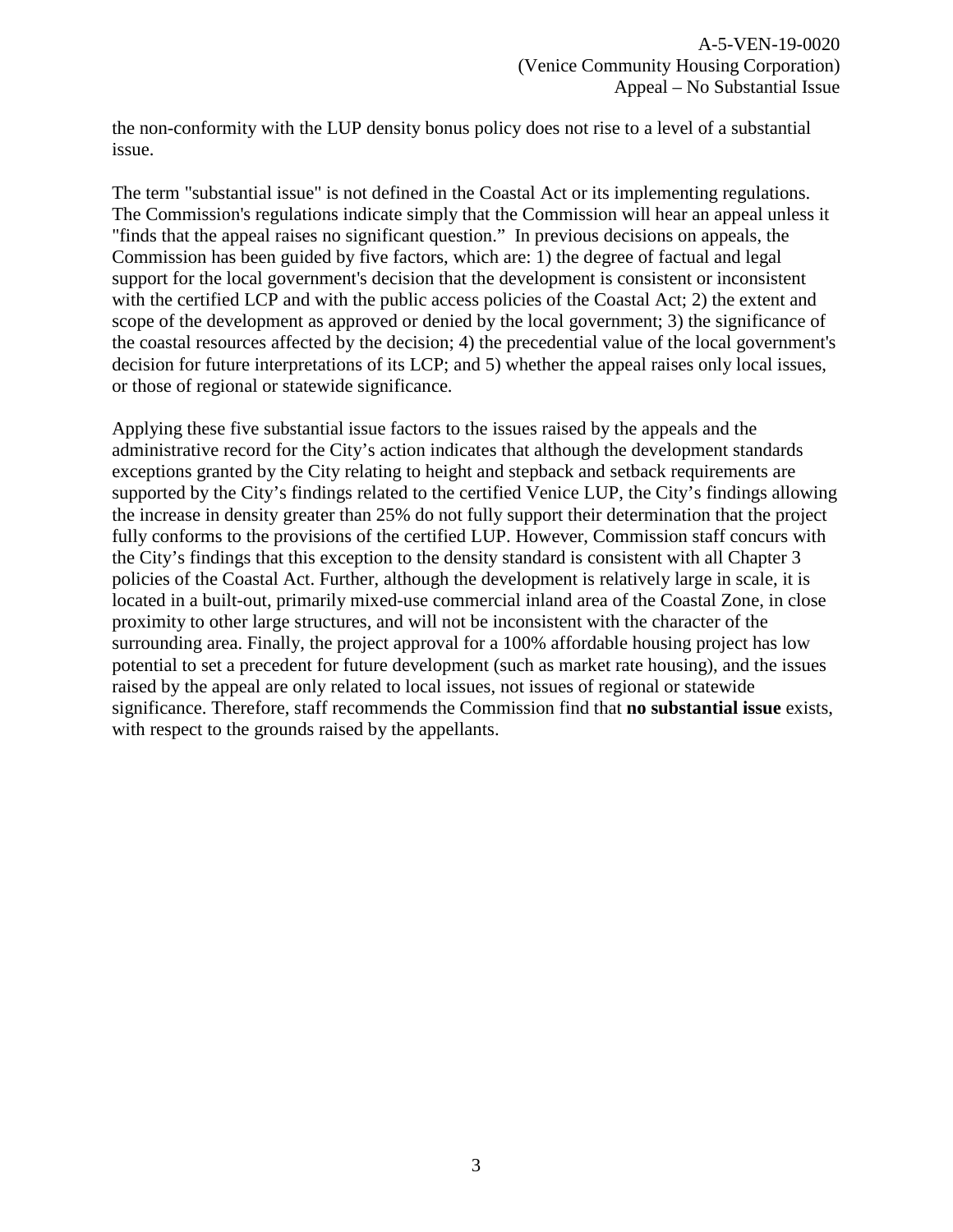the non-conformity with the LUP density bonus policy does not rise to a level of a substantial issue.

The term "substantial issue" is not defined in the Coastal Act or its implementing regulations. The Commission's regulations indicate simply that the Commission will hear an appeal unless it "finds that the appeal raises no significant question." In previous decisions on appeals, the Commission has been guided by five factors, which are: 1) the degree of factual and legal support for the local government's decision that the development is consistent or inconsistent with the certified LCP and with the public access policies of the Coastal Act; 2) the extent and scope of the development as approved or denied by the local government; 3) the significance of the coastal resources affected by the decision; 4) the precedential value of the local government's decision for future interpretations of its LCP; and 5) whether the appeal raises only local issues, or those of regional or statewide significance.

Applying these five substantial issue factors to the issues raised by the appeals and the administrative record for the City's action indicates that although the development standards exceptions granted by the City relating to height and stepback and setback requirements are supported by the City's findings related to the certified Venice LUP, the City's findings allowing the increase in density greater than 25% do not fully support their determination that the project fully conforms to the provisions of the certified LUP. However, Commission staff concurs with the City's findings that this exception to the density standard is consistent with all Chapter 3 policies of the Coastal Act. Further, although the development is relatively large in scale, it is located in a built-out, primarily mixed-use commercial inland area of the Coastal Zone, in close proximity to other large structures, and will not be inconsistent with the character of the surrounding area. Finally, the project approval for a 100% affordable housing project has low potential to set a precedent for future development (such as market rate housing), and the issues raised by the appeal are only related to local issues, not issues of regional or statewide significance. Therefore, staff recommends the Commission find that **no substantial issue** exists, with respect to the grounds raised by the appellants.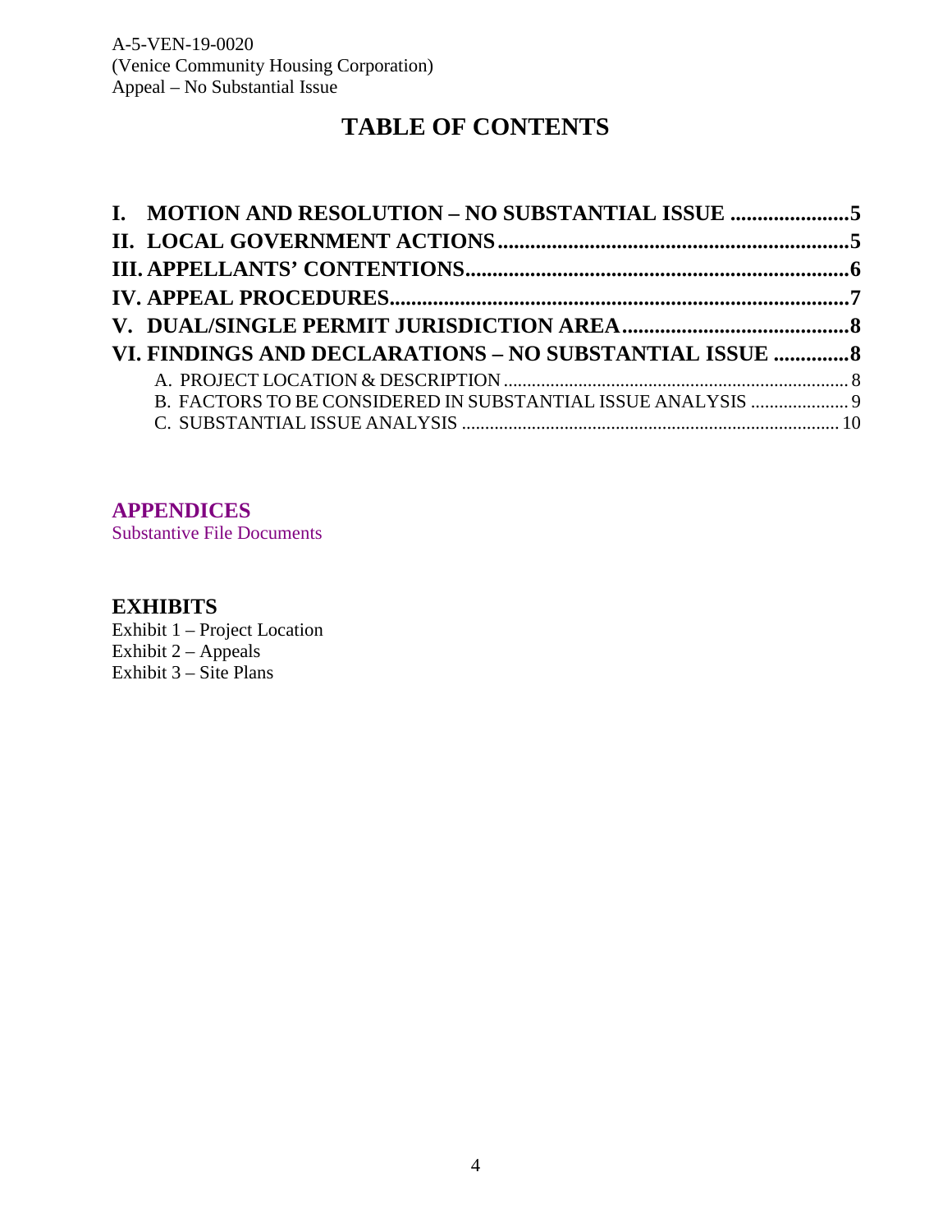# TABLE OF CONTENTS

**I. MOTION AND RESOLUTION – NO SUBSTANTIAL ISSUE ......................5**
**II. LOCAL GOVERNMENT ACTIONS.................................................................5**
**III. APPELLANTS' CONTENTIONS......................................................................6**
**IV. APPEAL PROCEDURES...................................................................................7**
**V. DUAL/SINGLE PERMIT JURISDICTION AREA..........................................8**
**VI. FINDINGS AND DECLARATIONS – NO SUBSTANTIAL ISSUE .............8**

- A. PROJECT LOCATION & DESCRIPTION ......................................................................... 8
- B. FACTORS TO BE CONSIDERED IN SUBSTANTIAL ISSUE ANALYSIS ..................... 9
- C. SUBSTANTIAL ISSUE ANALYSIS ................................................................................ 10

## APPENDICES

Substantive File Documents

## EXHIBITS

Exhibit 1 – Project Location
Exhibit 2 – Appeals
Exhibit 3 – Site Plans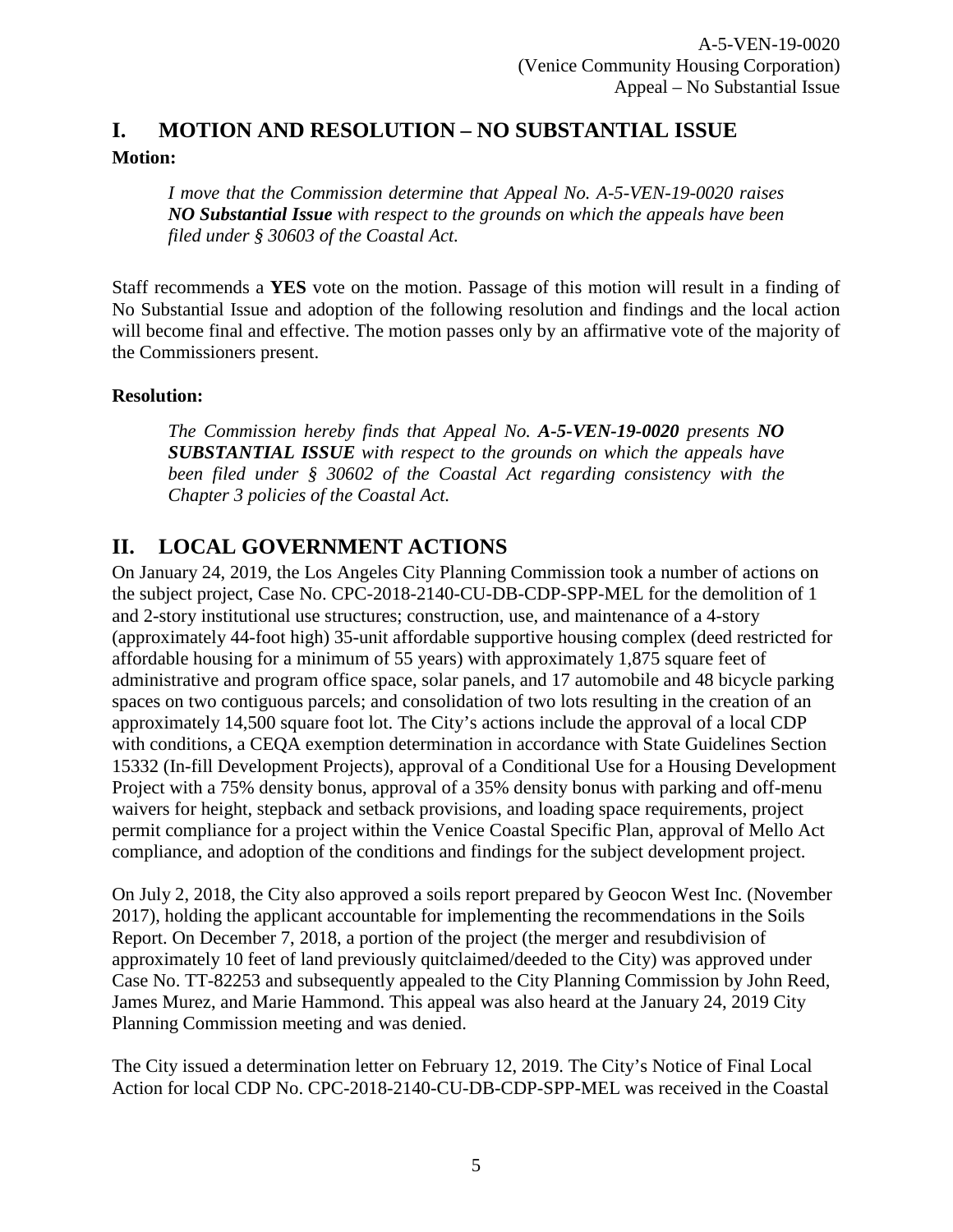## I. MOTION AND RESOLUTION – NO SUBSTANTIAL ISSUE

**Motion:**

> *I move that the Commission determine that Appeal No. A-5-VEN-19-0020 raises **NO Substantial Issue** with respect to the grounds on which the appeals have been filed under § 30603 of the Coastal Act.*

Staff recommends a **YES** vote on the motion. Passage of this motion will result in a finding of No Substantial Issue and adoption of the following resolution and findings and the local action will become final and effective. The motion passes only by an affirmative vote of the majority of the Commissioners present.

**Resolution:**

> *The Commission hereby finds that Appeal No. **A-5-VEN-19-0020** presents **NO SUBSTANTIAL ISSUE** with respect to the grounds on which the appeals have been filed under § 30602 of the Coastal Act regarding consistency with the Chapter 3 policies of the Coastal Act.*

## II. LOCAL GOVERNMENT ACTIONS

On January 24, 2019, the Los Angeles City Planning Commission took a number of actions on the subject project, Case No. CPC-2018-2140-CU-DB-CDP-SPP-MEL for the demolition of 1 and 2-story institutional use structures; construction, use, and maintenance of a 4-story (approximately 44-foot high) 35-unit affordable supportive housing complex (deed restricted for affordable housing for a minimum of 55 years) with approximately 1,875 square feet of administrative and program office space, solar panels, and 17 automobile and 48 bicycle parking spaces on two contiguous parcels; and consolidation of two lots resulting in the creation of an approximately 14,500 square foot lot. The City's actions include the approval of a local CDP with conditions, a CEQA exemption determination in accordance with State Guidelines Section 15332 (In-fill Development Projects), approval of a Conditional Use for a Housing Development Project with a 75% density bonus, approval of a 35% density bonus with parking and off-menu waivers for height, stepback and setback provisions, and loading space requirements, project permit compliance for a project within the Venice Coastal Specific Plan, approval of Mello Act compliance, and adoption of the conditions and findings for the subject development project.

On July 2, 2018, the City also approved a soils report prepared by Geocon West Inc. (November 2017), holding the applicant accountable for implementing the recommendations in the Soils Report. On December 7, 2018, a portion of the project (the merger and resubdivision of approximately 10 feet of land previously quitclaimed/deeded to the City) was approved under Case No. TT-82253 and subsequently appealed to the City Planning Commission by John Reed, James Murez, and Marie Hammond. This appeal was also heard at the January 24, 2019 City Planning Commission meeting and was denied.

The City issued a determination letter on February 12, 2019. The City's Notice of Final Local Action for local CDP No. CPC-2018-2140-CU-DB-CDP-SPP-MEL was received in the Coastal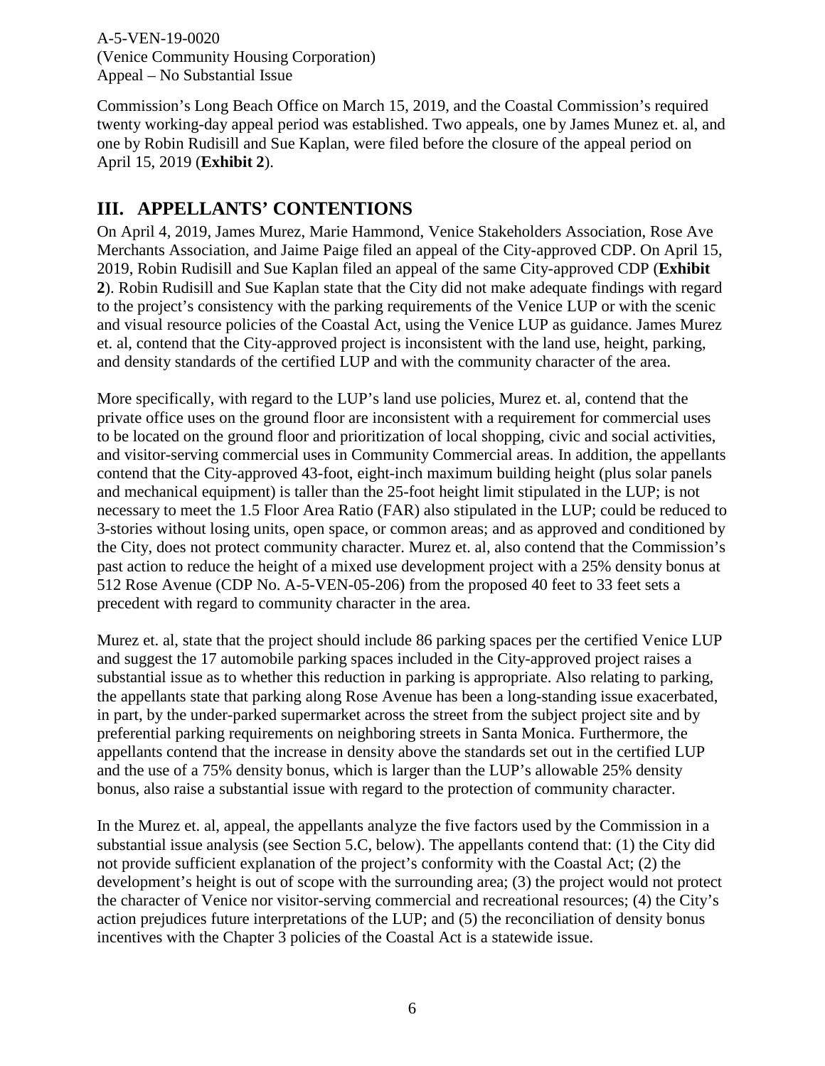Commission's Long Beach Office on March 15, 2019, and the Coastal Commission's required twenty working-day appeal period was established. Two appeals, one by James Munez et. al, and one by Robin Rudisill and Sue Kaplan, were filed before the closure of the appeal period on April 15, 2019 (**Exhibit 2**).

## III. APPELLANTS' CONTENTIONS

On April 4, 2019, James Murez, Marie Hammond, Venice Stakeholders Association, Rose Ave Merchants Association, and Jaime Paige filed an appeal of the City-approved CDP. On April 15, 2019, Robin Rudisill and Sue Kaplan filed an appeal of the same City-approved CDP (**Exhibit 2**). Robin Rudisill and Sue Kaplan state that the City did not make adequate findings with regard to the project's consistency with the parking requirements of the Venice LUP or with the scenic and visual resource policies of the Coastal Act, using the Venice LUP as guidance. James Murez et. al, contend that the City-approved project is inconsistent with the land use, height, parking, and density standards of the certified LUP and with the community character of the area.

More specifically, with regard to the LUP's land use policies, Murez et. al, contend that the private office uses on the ground floor are inconsistent with a requirement for commercial uses to be located on the ground floor and prioritization of local shopping, civic and social activities, and visitor-serving commercial uses in Community Commercial areas. In addition, the appellants contend that the City-approved 43-foot, eight-inch maximum building height (plus solar panels and mechanical equipment) is taller than the 25-foot height limit stipulated in the LUP; is not necessary to meet the 1.5 Floor Area Ratio (FAR) also stipulated in the LUP; could be reduced to 3-stories without losing units, open space, or common areas; and as approved and conditioned by the City, does not protect community character. Murez et. al, also contend that the Commission's past action to reduce the height of a mixed use development project with a 25% density bonus at 512 Rose Avenue (CDP No. A-5-VEN-05-206) from the proposed 40 feet to 33 feet sets a precedent with regard to community character in the area.

Murez et. al, state that the project should include 86 parking spaces per the certified Venice LUP and suggest the 17 automobile parking spaces included in the City-approved project raises a substantial issue as to whether this reduction in parking is appropriate. Also relating to parking, the appellants state that parking along Rose Avenue has been a long-standing issue exacerbated, in part, by the under-parked supermarket across the street from the subject project site and by preferential parking requirements on neighboring streets in Santa Monica. Furthermore, the appellants contend that the increase in density above the standards set out in the certified LUP and the use of a 75% density bonus, which is larger than the LUP's allowable 25% density bonus, also raise a substantial issue with regard to the protection of community character.

In the Murez et. al, appeal, the appellants analyze the five factors used by the Commission in a substantial issue analysis (see Section 5.C, below). The appellants contend that: (1) the City did not provide sufficient explanation of the project's conformity with the Coastal Act; (2) the development's height is out of scope with the surrounding area; (3) the project would not protect the character of Venice nor visitor-serving commercial and recreational resources; (4) the City's action prejudices future interpretations of the LUP; and (5) the reconciliation of density bonus incentives with the Chapter 3 policies of the Coastal Act is a statewide issue.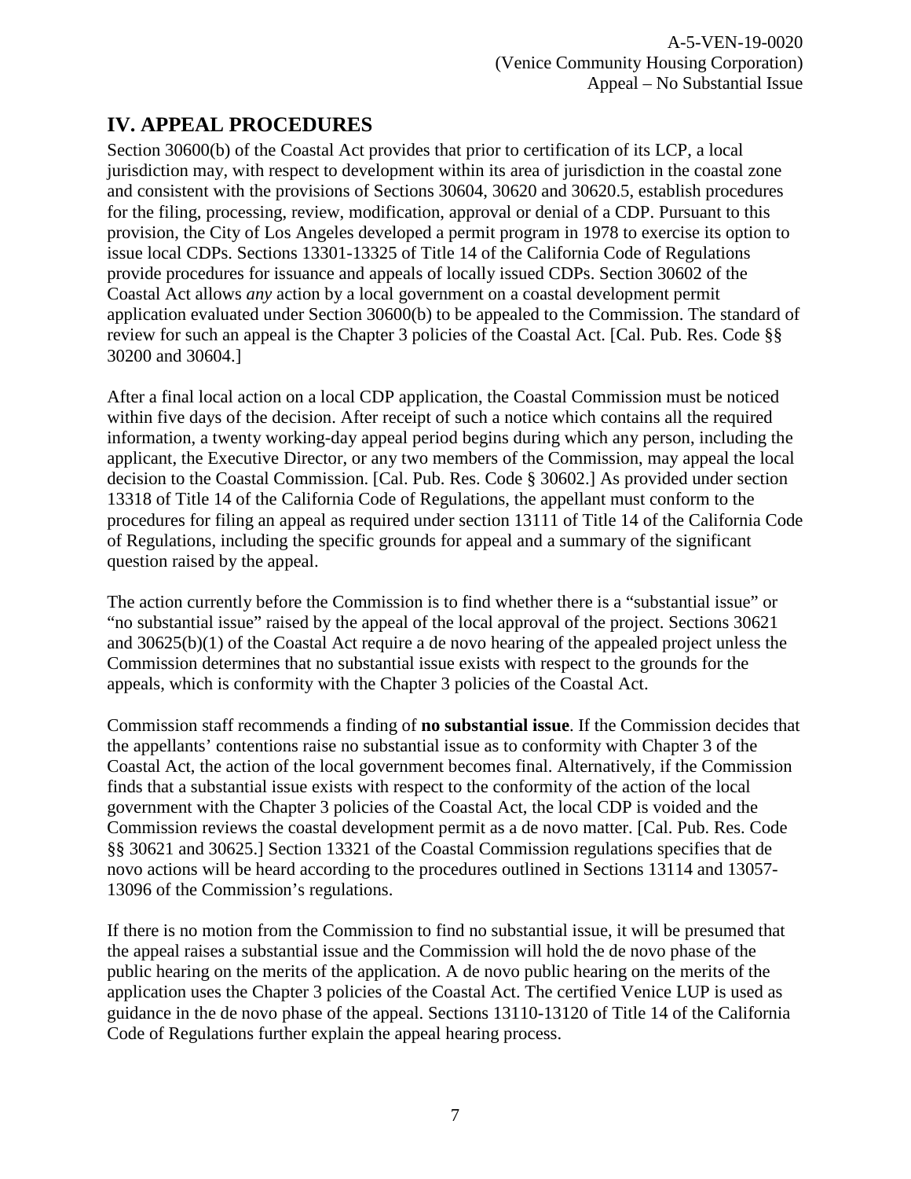## IV. APPEAL PROCEDURES

Section 30600(b) of the Coastal Act provides that prior to certification of its LCP, a local jurisdiction may, with respect to development within its area of jurisdiction in the coastal zone and consistent with the provisions of Sections 30604, 30620 and 30620.5, establish procedures for the filing, processing, review, modification, approval or denial of a CDP. Pursuant to this provision, the City of Los Angeles developed a permit program in 1978 to exercise its option to issue local CDPs. Sections 13301-13325 of Title 14 of the California Code of Regulations provide procedures for issuance and appeals of locally issued CDPs. Section 30602 of the Coastal Act allows *any* action by a local government on a coastal development permit application evaluated under Section 30600(b) to be appealed to the Commission. The standard of review for such an appeal is the Chapter 3 policies of the Coastal Act. [Cal. Pub. Res. Code §§ 30200 and 30604.]

After a final local action on a local CDP application, the Coastal Commission must be noticed within five days of the decision. After receipt of such a notice which contains all the required information, a twenty working-day appeal period begins during which any person, including the applicant, the Executive Director, or any two members of the Commission, may appeal the local decision to the Coastal Commission. [Cal. Pub. Res. Code § 30602.] As provided under section 13318 of Title 14 of the California Code of Regulations, the appellant must conform to the procedures for filing an appeal as required under section 13111 of Title 14 of the California Code of Regulations, including the specific grounds for appeal and a summary of the significant question raised by the appeal.

The action currently before the Commission is to find whether there is a "substantial issue" or "no substantial issue" raised by the appeal of the local approval of the project. Sections 30621 and 30625(b)(1) of the Coastal Act require a de novo hearing of the appealed project unless the Commission determines that no substantial issue exists with respect to the grounds for the appeals, which is conformity with the Chapter 3 policies of the Coastal Act.

Commission staff recommends a finding of **no substantial issue**. If the Commission decides that the appellants' contentions raise no substantial issue as to conformity with Chapter 3 of the Coastal Act, the action of the local government becomes final. Alternatively, if the Commission finds that a substantial issue exists with respect to the conformity of the action of the local government with the Chapter 3 policies of the Coastal Act, the local CDP is voided and the Commission reviews the coastal development permit as a de novo matter. [Cal. Pub. Res. Code §§ 30621 and 30625.] Section 13321 of the Coastal Commission regulations specifies that de novo actions will be heard according to the procedures outlined in Sections 13114 and 13057-13096 of the Commission's regulations.

If there is no motion from the Commission to find no substantial issue, it will be presumed that the appeal raises a substantial issue and the Commission will hold the de novo phase of the public hearing on the merits of the application. A de novo public hearing on the merits of the application uses the Chapter 3 policies of the Coastal Act. The certified Venice LUP is used as guidance in the de novo phase of the appeal. Sections 13110-13120 of Title 14 of the California Code of Regulations further explain the appeal hearing process.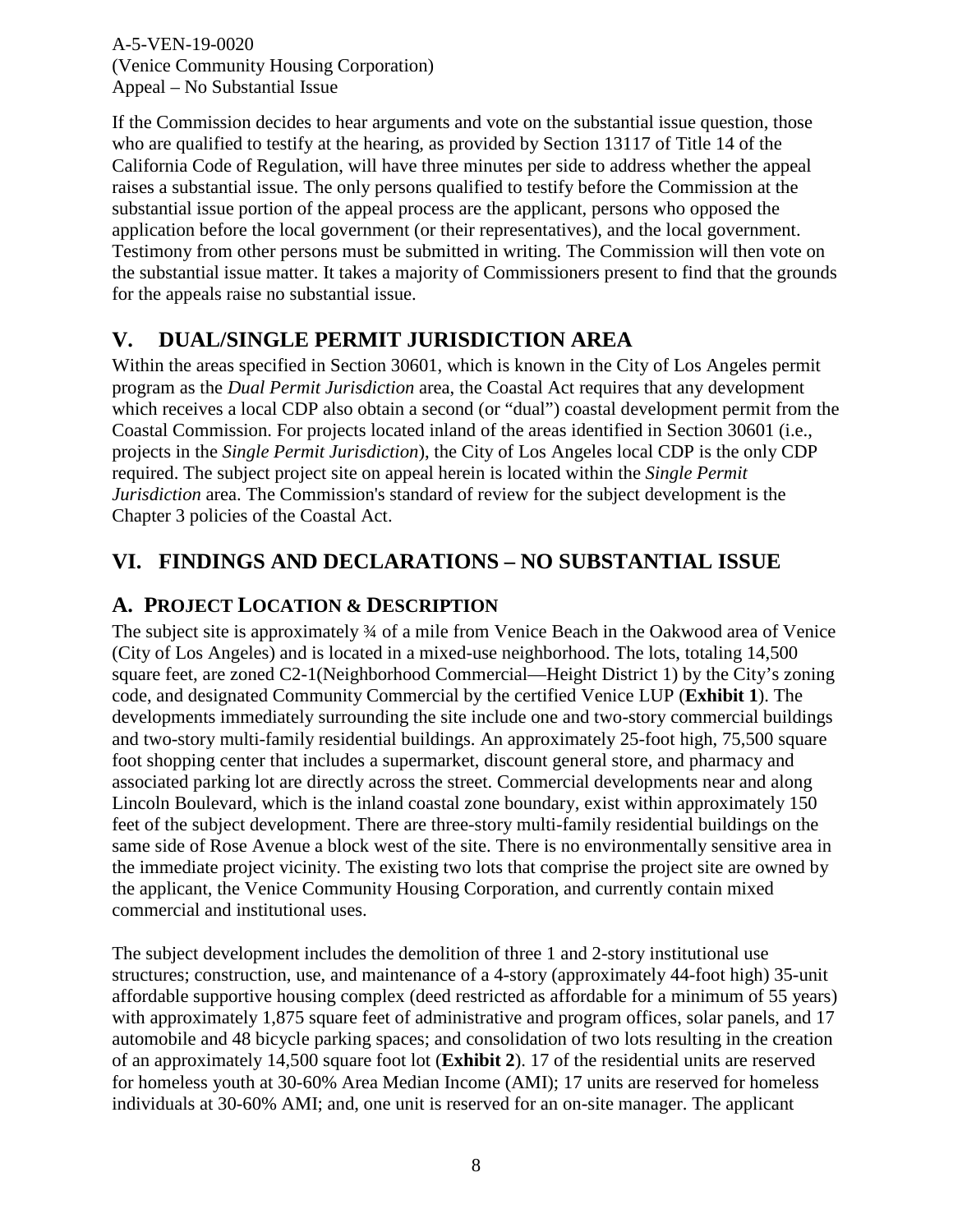If the Commission decides to hear arguments and vote on the substantial issue question, those who are qualified to testify at the hearing, as provided by Section 13117 of Title 14 of the California Code of Regulation, will have three minutes per side to address whether the appeal raises a substantial issue. The only persons qualified to testify before the Commission at the substantial issue portion of the appeal process are the applicant, persons who opposed the application before the local government (or their representatives), and the local government. Testimony from other persons must be submitted in writing. The Commission will then vote on the substantial issue matter. It takes a majority of Commissioners present to find that the grounds for the appeals raise no substantial issue.

## V. DUAL/SINGLE PERMIT JURISDICTION AREA

Within the areas specified in Section 30601, which is known in the City of Los Angeles permit program as the *Dual Permit Jurisdiction* area, the Coastal Act requires that any development which receives a local CDP also obtain a second (or "dual") coastal development permit from the Coastal Commission. For projects located inland of the areas identified in Section 30601 (i.e., projects in the *Single Permit Jurisdiction*), the City of Los Angeles local CDP is the only CDP required. The subject project site on appeal herein is located within the *Single Permit Jurisdiction* area. The Commission's standard of review for the subject development is the Chapter 3 policies of the Coastal Act.

## VI. FINDINGS AND DECLARATIONS – NO SUBSTANTIAL ISSUE

### A. PROJECT LOCATION & DESCRIPTION

The subject site is approximately ¾ of a mile from Venice Beach in the Oakwood area of Venice (City of Los Angeles) and is located in a mixed-use neighborhood. The lots, totaling 14,500 square feet, are zoned C2-1(Neighborhood Commercial—Height District 1) by the City's zoning code, and designated Community Commercial by the certified Venice LUP (**Exhibit 1**). The developments immediately surrounding the site include one and two-story commercial buildings and two-story multi-family residential buildings. An approximately 25-foot high, 75,500 square foot shopping center that includes a supermarket, discount general store, and pharmacy and associated parking lot are directly across the street. Commercial developments near and along Lincoln Boulevard, which is the inland coastal zone boundary, exist within approximately 150 feet of the subject development. There are three-story multi-family residential buildings on the same side of Rose Avenue a block west of the site. There is no environmentally sensitive area in the immediate project vicinity. The existing two lots that comprise the project site are owned by the applicant, the Venice Community Housing Corporation, and currently contain mixed commercial and institutional uses.

The subject development includes the demolition of three 1 and 2-story institutional use structures; construction, use, and maintenance of a 4-story (approximately 44-foot high) 35-unit affordable supportive housing complex (deed restricted as affordable for a minimum of 55 years) with approximately 1,875 square feet of administrative and program offices, solar panels, and 17 automobile and 48 bicycle parking spaces; and consolidation of two lots resulting in the creation of an approximately 14,500 square foot lot (**Exhibit 2**). 17 of the residential units are reserved for homeless youth at 30-60% Area Median Income (AMI); 17 units are reserved for homeless individuals at 30-60% AMI; and, one unit is reserved for an on-site manager. The applicant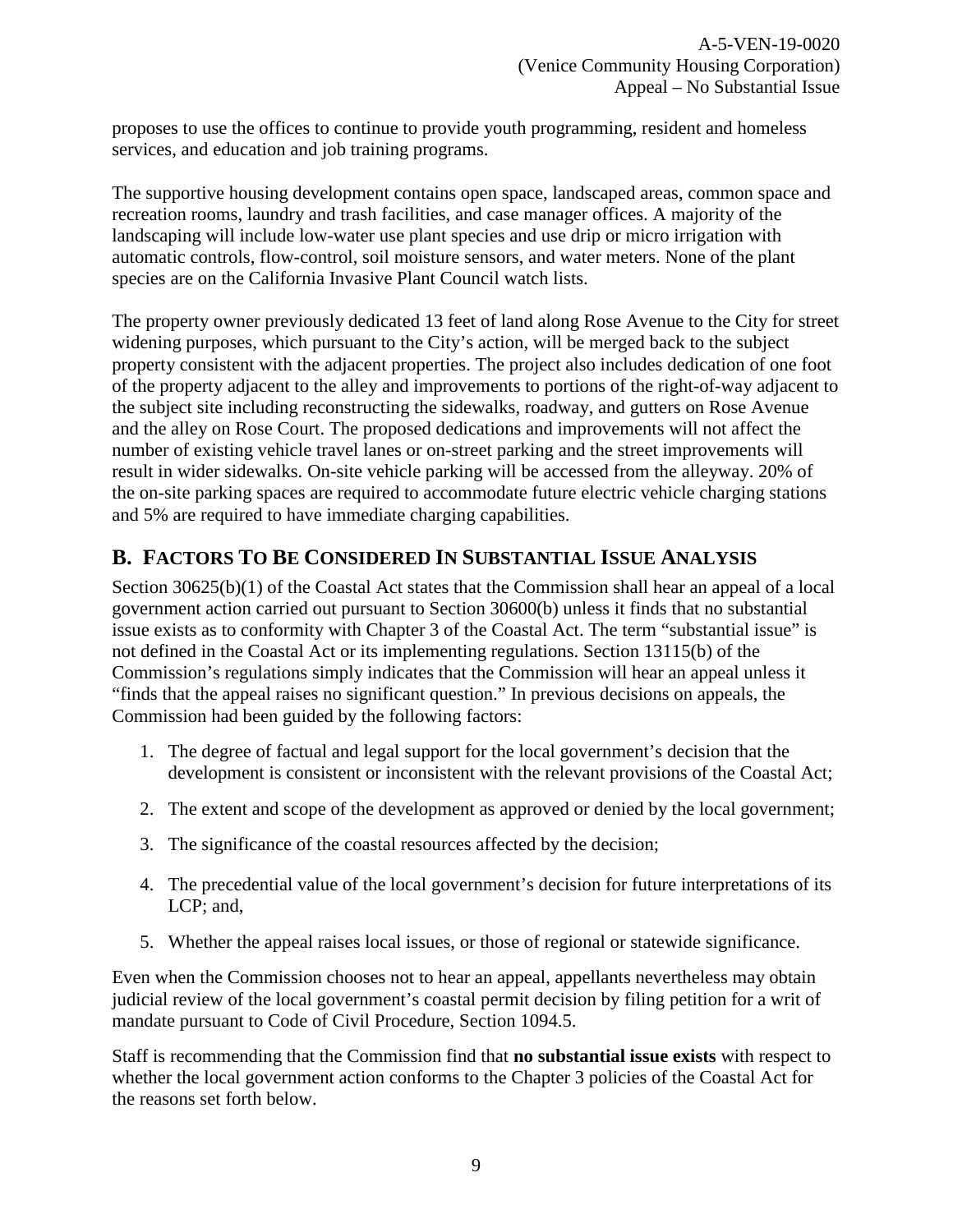proposes to use the offices to continue to provide youth programming, resident and homeless services, and education and job training programs.

The supportive housing development contains open space, landscaped areas, common space and recreation rooms, laundry and trash facilities, and case manager offices. A majority of the landscaping will include low-water use plant species and use drip or micro irrigation with automatic controls, flow-control, soil moisture sensors, and water meters. None of the plant species are on the California Invasive Plant Council watch lists.

The property owner previously dedicated 13 feet of land along Rose Avenue to the City for street widening purposes, which pursuant to the City's action, will be merged back to the subject property consistent with the adjacent properties. The project also includes dedication of one foot of the property adjacent to the alley and improvements to portions of the right-of-way adjacent to the subject site including reconstructing the sidewalks, roadway, and gutters on Rose Avenue and the alley on Rose Court. The proposed dedications and improvements will not affect the number of existing vehicle travel lanes or on-street parking and the street improvements will result in wider sidewalks. On-site vehicle parking will be accessed from the alleyway. 20% of the on-site parking spaces are required to accommodate future electric vehicle charging stations and 5% are required to have immediate charging capabilities.

## B. FACTORS TO BE CONSIDERED IN SUBSTANTIAL ISSUE ANALYSIS

Section 30625(b)(1) of the Coastal Act states that the Commission shall hear an appeal of a local government action carried out pursuant to Section 30600(b) unless it finds that no substantial issue exists as to conformity with Chapter 3 of the Coastal Act. The term "substantial issue" is not defined in the Coastal Act or its implementing regulations. Section 13115(b) of the Commission's regulations simply indicates that the Commission will hear an appeal unless it "finds that the appeal raises no significant question." In previous decisions on appeals, the Commission had been guided by the following factors:

1. The degree of factual and legal support for the local government's decision that the development is consistent or inconsistent with the relevant provisions of the Coastal Act;
2. The extent and scope of the development as approved or denied by the local government;
3. The significance of the coastal resources affected by the decision;
4. The precedential value of the local government's decision for future interpretations of its LCP; and,
5. Whether the appeal raises local issues, or those of regional or statewide significance.

Even when the Commission chooses not to hear an appeal, appellants nevertheless may obtain judicial review of the local government's coastal permit decision by filing petition for a writ of mandate pursuant to Code of Civil Procedure, Section 1094.5.

Staff is recommending that the Commission find that **no substantial issue exists** with respect to whether the local government action conforms to the Chapter 3 policies of the Coastal Act for the reasons set forth below.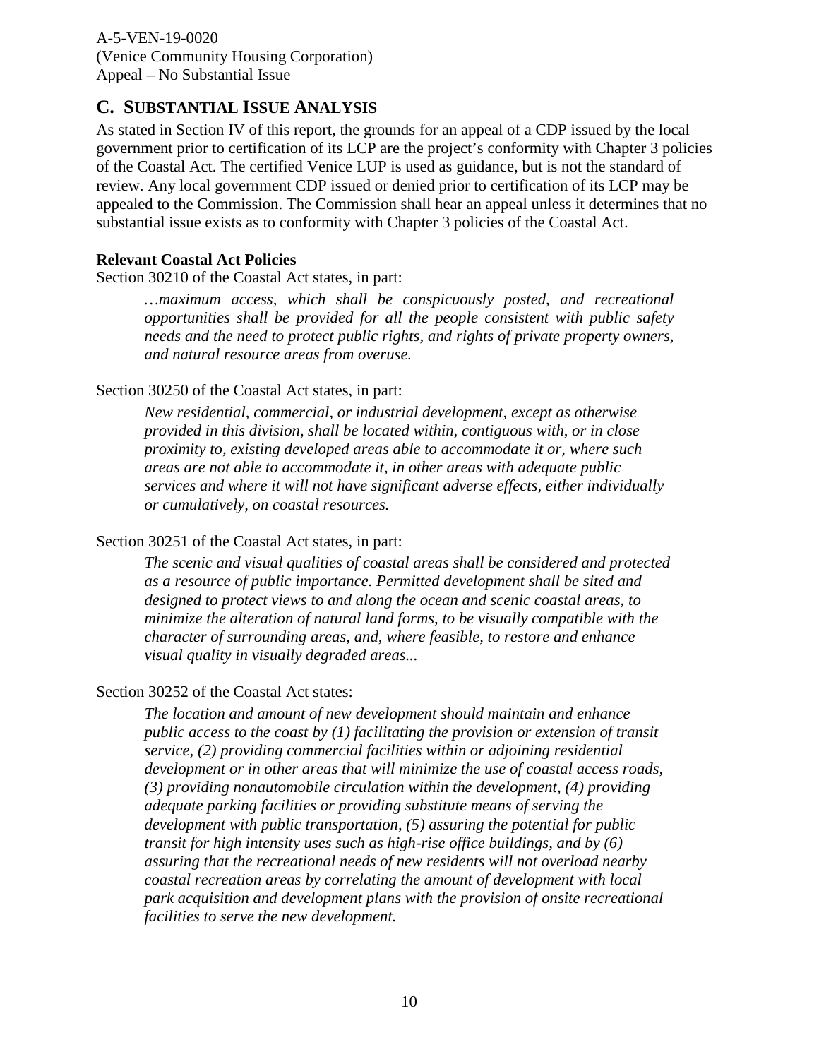## C. SUBSTANTIAL ISSUE ANALYSIS

As stated in Section IV of this report, the grounds for an appeal of a CDP issued by the local government prior to certification of its LCP are the project's conformity with Chapter 3 policies of the Coastal Act. The certified Venice LUP is used as guidance, but is not the standard of review. Any local government CDP issued or denied prior to certification of its LCP may be appealed to the Commission. The Commission shall hear an appeal unless it determines that no substantial issue exists as to conformity with Chapter 3 policies of the Coastal Act.

**Relevant Coastal Act Policies**

Section 30210 of the Coastal Act states, in part:

> *…maximum access, which shall be conspicuously posted, and recreational opportunities shall be provided for all the people consistent with public safety needs and the need to protect public rights, and rights of private property owners, and natural resource areas from overuse.*

Section 30250 of the Coastal Act states, in part:

> *New residential, commercial, or industrial development, except as otherwise provided in this division, shall be located within, contiguous with, or in close proximity to, existing developed areas able to accommodate it or, where such areas are not able to accommodate it, in other areas with adequate public services and where it will not have significant adverse effects, either individually or cumulatively, on coastal resources.*

Section 30251 of the Coastal Act states, in part:

> *The scenic and visual qualities of coastal areas shall be considered and protected as a resource of public importance. Permitted development shall be sited and designed to protect views to and along the ocean and scenic coastal areas, to minimize the alteration of natural land forms, to be visually compatible with the character of surrounding areas, and, where feasible, to restore and enhance visual quality in visually degraded areas...*

Section 30252 of the Coastal Act states:

> *The location and amount of new development should maintain and enhance public access to the coast by (1) facilitating the provision or extension of transit service, (2) providing commercial facilities within or adjoining residential development or in other areas that will minimize the use of coastal access roads, (3) providing nonautomobile circulation within the development, (4) providing adequate parking facilities or providing substitute means of serving the development with public transportation, (5) assuring the potential for public transit for high intensity uses such as high-rise office buildings, and by (6) assuring that the recreational needs of new residents will not overload nearby coastal recreation areas by correlating the amount of development with local park acquisition and development plans with the provision of onsite recreational facilities to serve the new development.*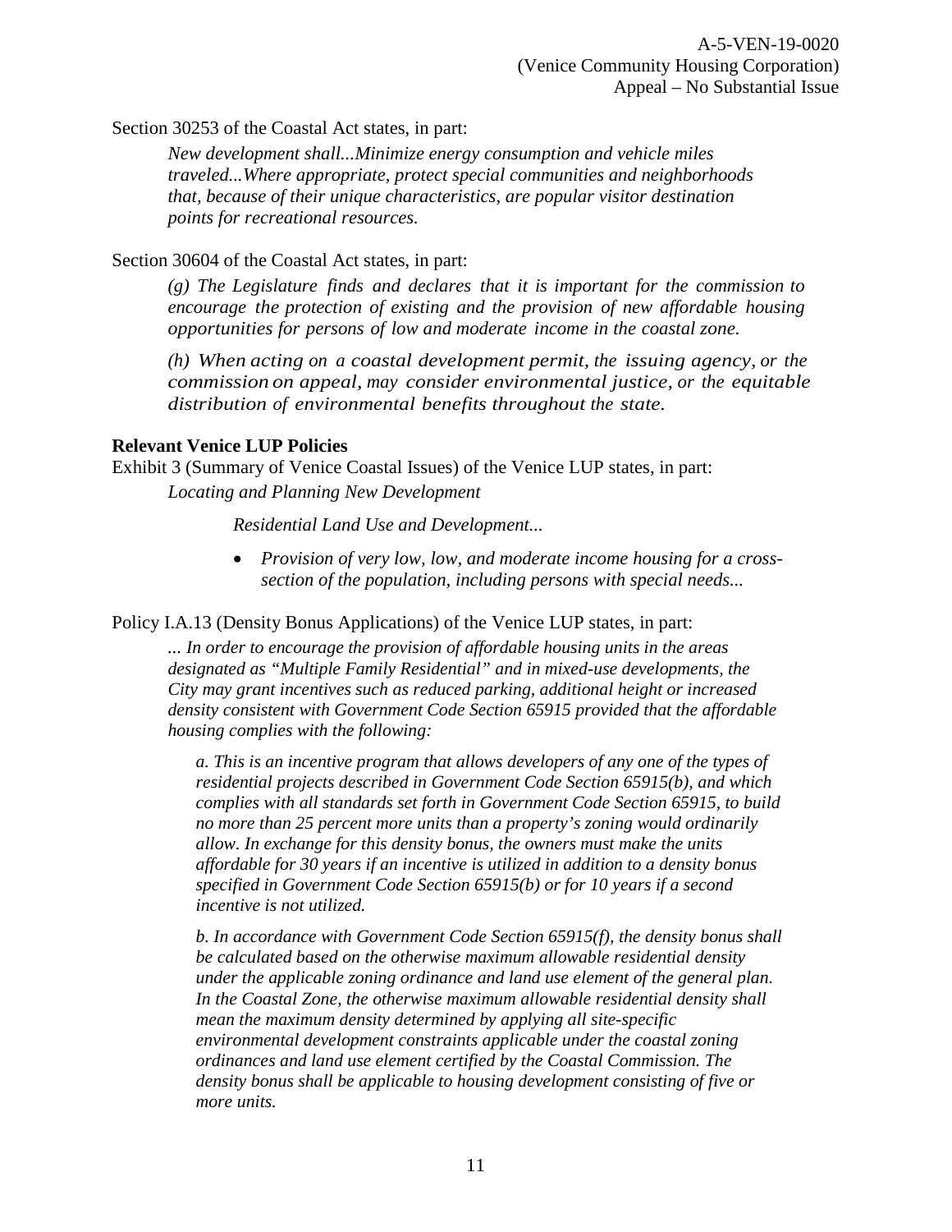Section 30253 of the Coastal Act states, in part:

> *New development shall...Minimize energy consumption and vehicle miles traveled...Where appropriate, protect special communities and neighborhoods that, because of their unique characteristics, are popular visitor destination points for recreational resources.*

Section 30604 of the Coastal Act states, in part:

> *(g) The Legislature finds and declares that it is important for the commission to encourage the protection of existing and the provision of new affordable housing opportunities for persons of low and moderate income in the coastal zone.*
>
> *(h) When acting on a coastal development permit, the issuing agency, or the commission on appeal, may consider environmental justice, or the equitable distribution of environmental benefits throughout the state.*

**Relevant Venice LUP Policies**

Exhibit 3 (Summary of Venice Coastal Issues) of the Venice LUP states, in part:

> *Locating and Planning New Development*
>
> *Residential Land Use and Development...*
>
> - *Provision of very low, low, and moderate income housing for a cross-section of the population, including persons with special needs...*

Policy I.A.13 (Density Bonus Applications) of the Venice LUP states, in part:

> *... In order to encourage the provision of affordable housing units in the areas designated as "Multiple Family Residential" and in mixed-use developments, the City may grant incentives such as reduced parking, additional height or increased density consistent with Government Code Section 65915 provided that the affordable housing complies with the following:*
>
> *a. This is an incentive program that allows developers of any one of the types of residential projects described in Government Code Section 65915(b), and which complies with all standards set forth in Government Code Section 65915, to build no more than 25 percent more units than a property's zoning would ordinarily allow. In exchange for this density bonus, the owners must make the units affordable for 30 years if an incentive is utilized in addition to a density bonus specified in Government Code Section 65915(b) or for 10 years if a second incentive is not utilized.*
>
> *b. In accordance with Government Code Section 65915(f), the density bonus shall be calculated based on the otherwise maximum allowable residential density under the applicable zoning ordinance and land use element of the general plan. In the Coastal Zone, the otherwise maximum allowable residential density shall mean the maximum density determined by applying all site-specific environmental development constraints applicable under the coastal zoning ordinances and land use element certified by the Coastal Commission. The density bonus shall be applicable to housing development consisting of five or more units.*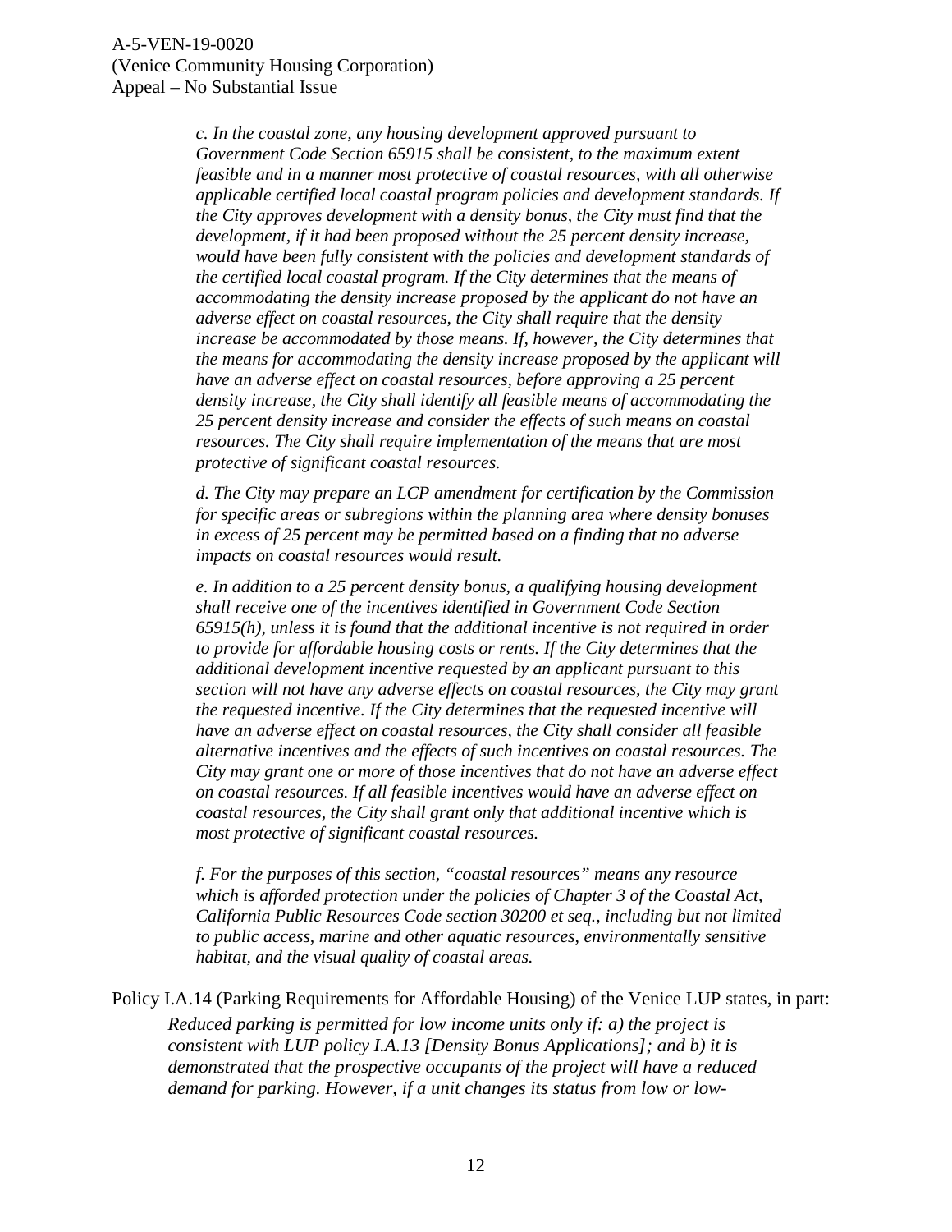*c. In the coastal zone, any housing development approved pursuant to Government Code Section 65915 shall be consistent, to the maximum extent feasible and in a manner most protective of coastal resources, with all otherwise applicable certified local coastal program policies and development standards. If the City approves development with a density bonus, the City must find that the development, if it had been proposed without the 25 percent density increase, would have been fully consistent with the policies and development standards of the certified local coastal program. If the City determines that the means of accommodating the density increase proposed by the applicant do not have an adverse effect on coastal resources, the City shall require that the density increase be accommodated by those means. If, however, the City determines that the means for accommodating the density increase proposed by the applicant will have an adverse effect on coastal resources, before approving a 25 percent density increase, the City shall identify all feasible means of accommodating the 25 percent density increase and consider the effects of such means on coastal resources. The City shall require implementation of the means that are most protective of significant coastal resources.*

*d. The City may prepare an LCP amendment for certification by the Commission for specific areas or subregions within the planning area where density bonuses in excess of 25 percent may be permitted based on a finding that no adverse impacts on coastal resources would result.*

*e. In addition to a 25 percent density bonus, a qualifying housing development shall receive one of the incentives identified in Government Code Section 65915(h), unless it is found that the additional incentive is not required in order to provide for affordable housing costs or rents. If the City determines that the additional development incentive requested by an applicant pursuant to this section will not have any adverse effects on coastal resources, the City may grant the requested incentive. If the City determines that the requested incentive will have an adverse effect on coastal resources, the City shall consider all feasible alternative incentives and the effects of such incentives on coastal resources. The City may grant one or more of those incentives that do not have an adverse effect on coastal resources. If all feasible incentives would have an adverse effect on coastal resources, the City shall grant only that additional incentive which is most protective of significant coastal resources.*

*f. For the purposes of this section, "coastal resources" means any resource which is afforded protection under the policies of Chapter 3 of the Coastal Act, California Public Resources Code section 30200 et seq., including but not limited to public access, marine and other aquatic resources, environmentally sensitive habitat, and the visual quality of coastal areas.*

Policy I.A.14 (Parking Requirements for Affordable Housing) of the Venice LUP states, in part:

*Reduced parking is permitted for low income units only if: a) the project is consistent with LUP policy I.A.13 [Density Bonus Applications]; and b) it is demonstrated that the prospective occupants of the project will have a reduced demand for parking. However, if a unit changes its status from low or low-*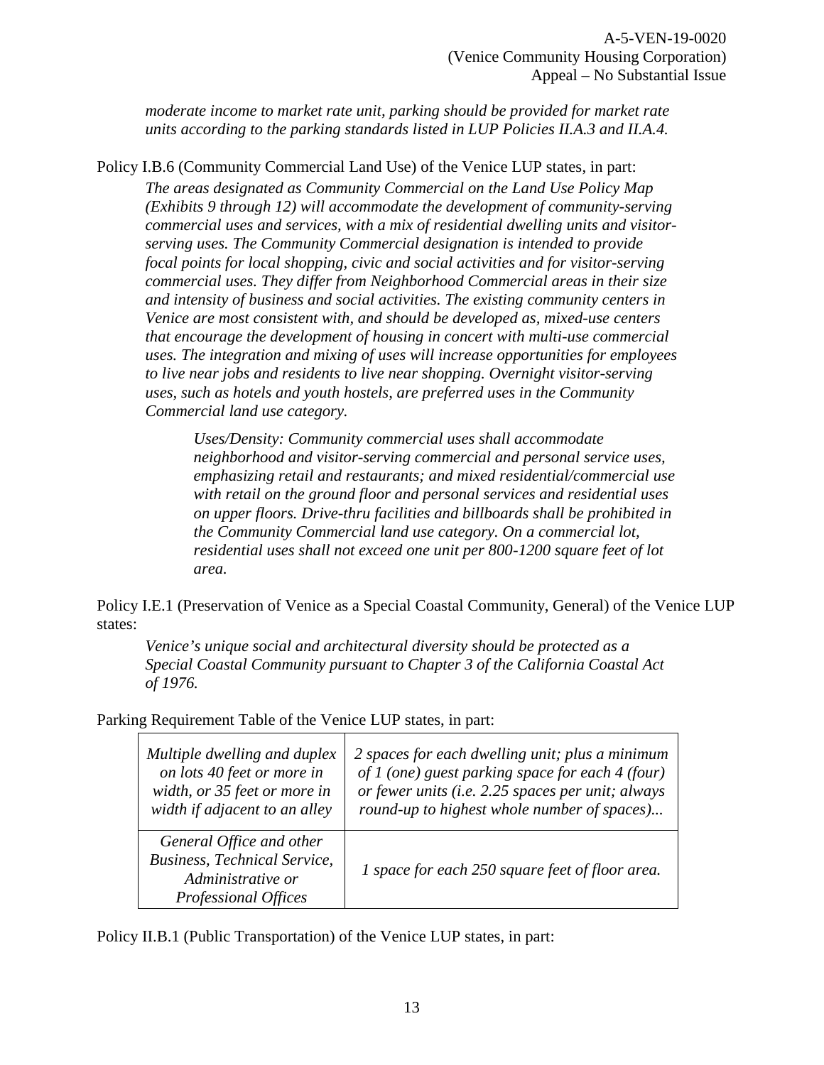*moderate income to market rate unit, parking should be provided for market rate units according to the parking standards listed in LUP Policies II.A.3 and II.A.4.*

Policy I.B.6 (Community Commercial Land Use) of the Venice LUP states, in part:

> *The areas designated as Community Commercial on the Land Use Policy Map (Exhibits 9 through 12) will accommodate the development of community-serving commercial uses and services, with a mix of residential dwelling units and visitor-serving uses. The Community Commercial designation is intended to provide focal points for local shopping, civic and social activities and for visitor-serving commercial uses. They differ from Neighborhood Commercial areas in their size and intensity of business and social activities. The existing community centers in Venice are most consistent with, and should be developed as, mixed-use centers that encourage the development of housing in concert with multi-use commercial uses. The integration and mixing of uses will increase opportunities for employees to live near jobs and residents to live near shopping. Overnight visitor-serving uses, such as hotels and youth hostels, are preferred uses in the Community Commercial land use category.*
>
> > *Uses/Density: Community commercial uses shall accommodate neighborhood and visitor-serving commercial and personal service uses, emphasizing retail and restaurants; and mixed residential/commercial use with retail on the ground floor and personal services and residential uses on upper floors. Drive-thru facilities and billboards shall be prohibited in the Community Commercial land use category. On a commercial lot, residential uses shall not exceed one unit per 800-1200 square feet of lot area.*

Policy I.E.1 (Preservation of Venice as a Special Coastal Community, General) of the Venice LUP states:

> *Venice's unique social and architectural diversity should be protected as a Special Coastal Community pursuant to Chapter 3 of the California Coastal Act of 1976.*

Parking Requirement Table of the Venice LUP states, in part:

| | |
|---|---|
| *Multiple dwelling and duplex on lots 40 feet or more in width, or 35 feet or more in width if adjacent to an alley* | *2 spaces for each dwelling unit; plus a minimum of 1 (one) guest parking space for each 4 (four) or fewer units (i.e. 2.25 spaces per unit; always round-up to highest whole number of spaces)...* |
| *General Office and other Business, Technical Service, Administrative or Professional Offices* | *1 space for each 250 square feet of floor area.* |

Policy II.B.1 (Public Transportation) of the Venice LUP states, in part: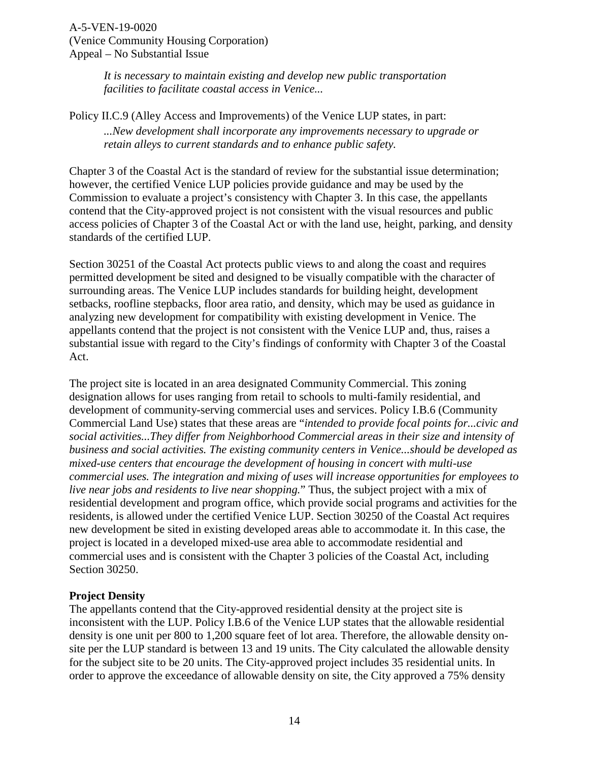*It is necessary to maintain existing and develop new public transportation facilities to facilitate coastal access in Venice...*

Policy II.C.9 (Alley Access and Improvements) of the Venice LUP states, in part:

*...New development shall incorporate any improvements necessary to upgrade or retain alleys to current standards and to enhance public safety.*

Chapter 3 of the Coastal Act is the standard of review for the substantial issue determination; however, the certified Venice LUP policies provide guidance and may be used by the Commission to evaluate a project's consistency with Chapter 3. In this case, the appellants contend that the City-approved project is not consistent with the visual resources and public access policies of Chapter 3 of the Coastal Act or with the land use, height, parking, and density standards of the certified LUP.

Section 30251 of the Coastal Act protects public views to and along the coast and requires permitted development be sited and designed to be visually compatible with the character of surrounding areas. The Venice LUP includes standards for building height, development setbacks, roofline stepbacks, floor area ratio, and density, which may be used as guidance in analyzing new development for compatibility with existing development in Venice. The appellants contend that the project is not consistent with the Venice LUP and, thus, raises a substantial issue with regard to the City's findings of conformity with Chapter 3 of the Coastal Act.

The project site is located in an area designated Community Commercial. This zoning designation allows for uses ranging from retail to schools to multi-family residential, and development of community-serving commercial uses and services. Policy I.B.6 (Community Commercial Land Use) states that these areas are "*intended to provide focal points for...civic and social activities...They differ from Neighborhood Commercial areas in their size and intensity of business and social activities. The existing community centers in Venice...should be developed as mixed-use centers that encourage the development of housing in concert with multi-use commercial uses. The integration and mixing of uses will increase opportunities for employees to live near jobs and residents to live near shopping.*" Thus, the subject project with a mix of residential development and program office, which provide social programs and activities for the residents, is allowed under the certified Venice LUP. Section 30250 of the Coastal Act requires new development be sited in existing developed areas able to accommodate it. In this case, the project is located in a developed mixed-use area able to accommodate residential and commercial uses and is consistent with the Chapter 3 policies of the Coastal Act, including Section 30250.

**Project Density**

The appellants contend that the City-approved residential density at the project site is inconsistent with the LUP. Policy I.B.6 of the Venice LUP states that the allowable residential density is one unit per 800 to 1,200 square feet of lot area. Therefore, the allowable density on-site per the LUP standard is between 13 and 19 units. The City calculated the allowable density for the subject site to be 20 units. The City-approved project includes 35 residential units. In order to approve the exceedance of allowable density on site, the City approved a 75% density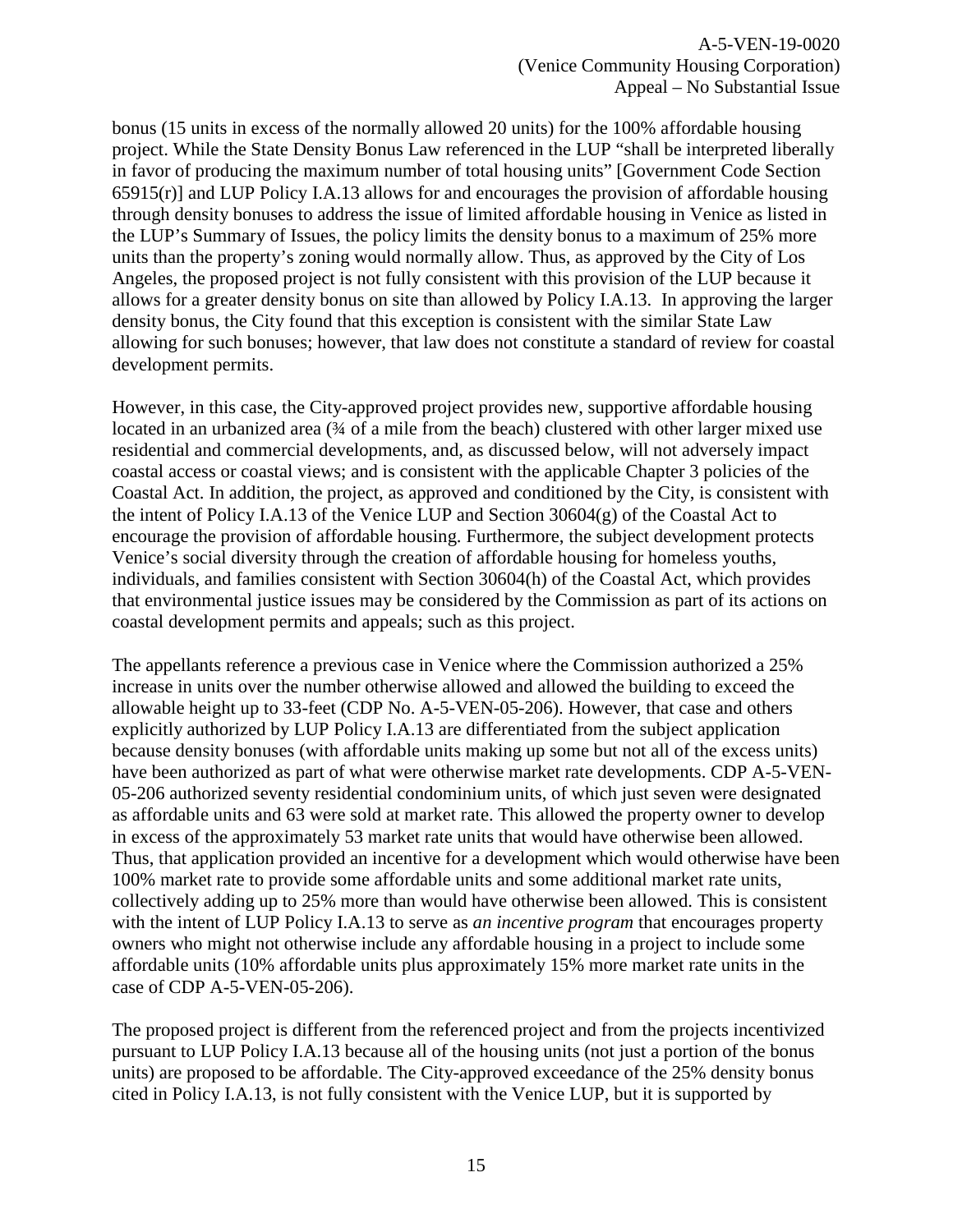bonus (15 units in excess of the normally allowed 20 units) for the 100% affordable housing project. While the State Density Bonus Law referenced in the LUP "shall be interpreted liberally in favor of producing the maximum number of total housing units" [Government Code Section 65915(r)] and LUP Policy I.A.13 allows for and encourages the provision of affordable housing through density bonuses to address the issue of limited affordable housing in Venice as listed in the LUP's Summary of Issues, the policy limits the density bonus to a maximum of 25% more units than the property's zoning would normally allow. Thus, as approved by the City of Los Angeles, the proposed project is not fully consistent with this provision of the LUP because it allows for a greater density bonus on site than allowed by Policy I.A.13. In approving the larger density bonus, the City found that this exception is consistent with the similar State Law allowing for such bonuses; however, that law does not constitute a standard of review for coastal development permits.

However, in this case, the City-approved project provides new, supportive affordable housing located in an urbanized area (¾ of a mile from the beach) clustered with other larger mixed use residential and commercial developments, and, as discussed below, will not adversely impact coastal access or coastal views; and is consistent with the applicable Chapter 3 policies of the Coastal Act. In addition, the project, as approved and conditioned by the City, is consistent with the intent of Policy I.A.13 of the Venice LUP and Section 30604(g) of the Coastal Act to encourage the provision of affordable housing. Furthermore, the subject development protects Venice's social diversity through the creation of affordable housing for homeless youths, individuals, and families consistent with Section 30604(h) of the Coastal Act, which provides that environmental justice issues may be considered by the Commission as part of its actions on coastal development permits and appeals; such as this project.

The appellants reference a previous case in Venice where the Commission authorized a 25% increase in units over the number otherwise allowed and allowed the building to exceed the allowable height up to 33-feet (CDP No. A-5-VEN-05-206). However, that case and others explicitly authorized by LUP Policy I.A.13 are differentiated from the subject application because density bonuses (with affordable units making up some but not all of the excess units) have been authorized as part of what were otherwise market rate developments. CDP A-5-VEN-05-206 authorized seventy residential condominium units, of which just seven were designated as affordable units and 63 were sold at market rate. This allowed the property owner to develop in excess of the approximately 53 market rate units that would have otherwise been allowed. Thus, that application provided an incentive for a development which would otherwise have been 100% market rate to provide some affordable units and some additional market rate units, collectively adding up to 25% more than would have otherwise been allowed. This is consistent with the intent of LUP Policy I.A.13 to serve as *an incentive program* that encourages property owners who might not otherwise include any affordable housing in a project to include some affordable units (10% affordable units plus approximately 15% more market rate units in the case of CDP A-5-VEN-05-206).

The proposed project is different from the referenced project and from the projects incentivized pursuant to LUP Policy I.A.13 because all of the housing units (not just a portion of the bonus units) are proposed to be affordable. The City-approved exceedance of the 25% density bonus cited in Policy I.A.13, is not fully consistent with the Venice LUP, but it is supported by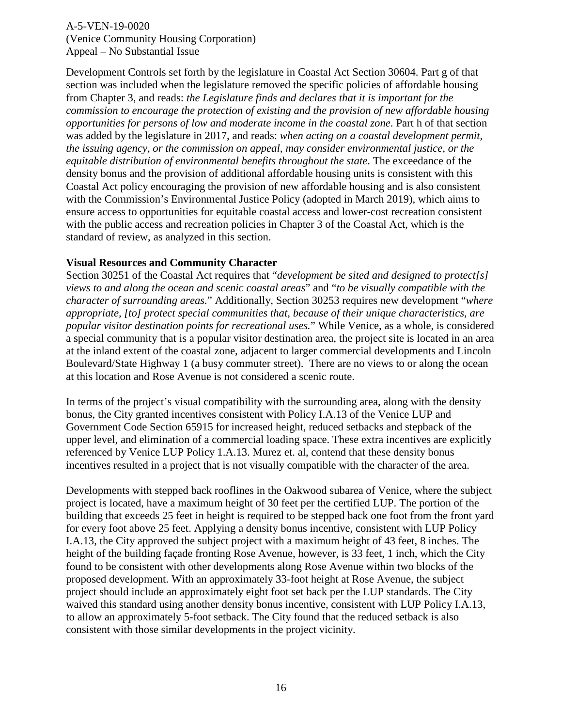Development Controls set forth by the legislature in Coastal Act Section 30604. Part g of that section was included when the legislature removed the specific policies of affordable housing from Chapter 3, and reads: *the Legislature finds and declares that it is important for the commission to encourage the protection of existing and the provision of new affordable housing opportunities for persons of low and moderate income in the coastal zone*. Part h of that section was added by the legislature in 2017, and reads: *when acting on a coastal development permit, the issuing agency, or the commission on appeal, may consider environmental justice, or the equitable distribution of environmental benefits throughout the state*. The exceedance of the density bonus and the provision of additional affordable housing units is consistent with this Coastal Act policy encouraging the provision of new affordable housing and is also consistent with the Commission's Environmental Justice Policy (adopted in March 2019), which aims to ensure access to opportunities for equitable coastal access and lower-cost recreation consistent with the public access and recreation policies in Chapter 3 of the Coastal Act, which is the standard of review, as analyzed in this section.

**Visual Resources and Community Character**

Section 30251 of the Coastal Act requires that "*development be sited and designed to protect[s] views to and along the ocean and scenic coastal areas*" and "*to be visually compatible with the character of surrounding areas.*" Additionally, Section 30253 requires new development "*where appropriate, [to] protect special communities that, because of their unique characteristics, are popular visitor destination points for recreational uses.*" While Venice, as a whole, is considered a special community that is a popular visitor destination area, the project site is located in an area at the inland extent of the coastal zone, adjacent to larger commercial developments and Lincoln Boulevard/State Highway 1 (a busy commuter street). There are no views to or along the ocean at this location and Rose Avenue is not considered a scenic route.

In terms of the project's visual compatibility with the surrounding area, along with the density bonus, the City granted incentives consistent with Policy I.A.13 of the Venice LUP and Government Code Section 65915 for increased height, reduced setbacks and stepback of the upper level, and elimination of a commercial loading space. These extra incentives are explicitly referenced by Venice LUP Policy 1.A.13. Murez et. al, contend that these density bonus incentives resulted in a project that is not visually compatible with the character of the area.

Developments with stepped back rooflines in the Oakwood subarea of Venice, where the subject project is located, have a maximum height of 30 feet per the certified LUP. The portion of the building that exceeds 25 feet in height is required to be stepped back one foot from the front yard for every foot above 25 feet. Applying a density bonus incentive, consistent with LUP Policy I.A.13, the City approved the subject project with a maximum height of 43 feet, 8 inches. The height of the building façade fronting Rose Avenue, however, is 33 feet, 1 inch, which the City found to be consistent with other developments along Rose Avenue within two blocks of the proposed development. With an approximately 33-foot height at Rose Avenue, the subject project should include an approximately eight foot set back per the LUP standards. The City waived this standard using another density bonus incentive, consistent with LUP Policy I.A.13, to allow an approximately 5-foot setback. The City found that the reduced setback is also consistent with those similar developments in the project vicinity.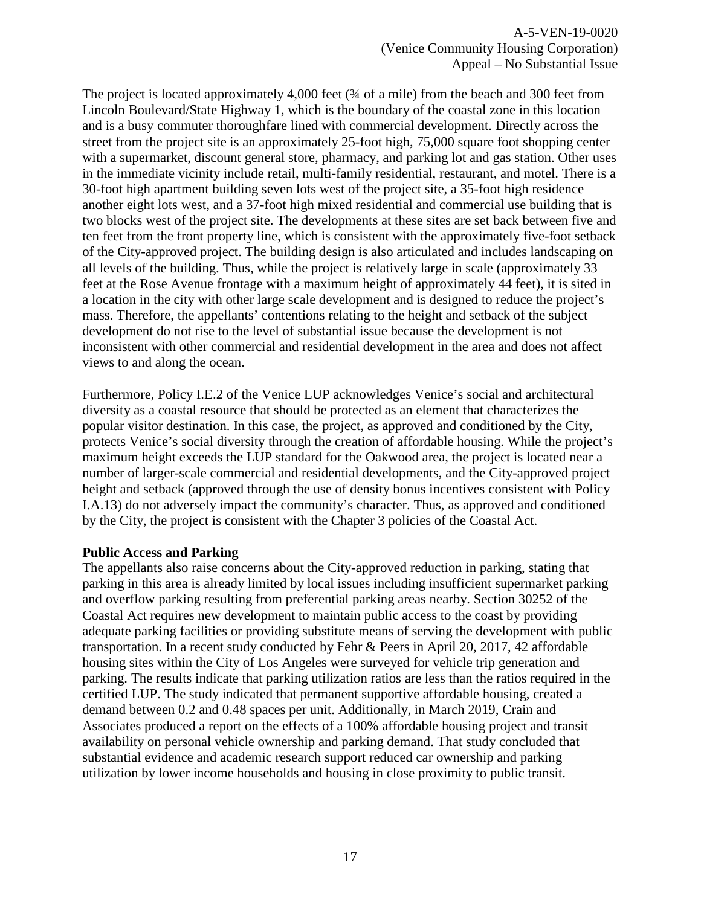The project is located approximately 4,000 feet (¾ of a mile) from the beach and 300 feet from Lincoln Boulevard/State Highway 1, which is the boundary of the coastal zone in this location and is a busy commuter thoroughfare lined with commercial development. Directly across the street from the project site is an approximately 25-foot high, 75,000 square foot shopping center with a supermarket, discount general store, pharmacy, and parking lot and gas station. Other uses in the immediate vicinity include retail, multi-family residential, restaurant, and motel. There is a 30-foot high apartment building seven lots west of the project site, a 35-foot high residence another eight lots west, and a 37-foot high mixed residential and commercial use building that is two blocks west of the project site. The developments at these sites are set back between five and ten feet from the front property line, which is consistent with the approximately five-foot setback of the City-approved project. The building design is also articulated and includes landscaping on all levels of the building. Thus, while the project is relatively large in scale (approximately 33 feet at the Rose Avenue frontage with a maximum height of approximately 44 feet), it is sited in a location in the city with other large scale development and is designed to reduce the project's mass. Therefore, the appellants' contentions relating to the height and setback of the subject development do not rise to the level of substantial issue because the development is not inconsistent with other commercial and residential development in the area and does not affect views to and along the ocean.

Furthermore, Policy I.E.2 of the Venice LUP acknowledges Venice's social and architectural diversity as a coastal resource that should be protected as an element that characterizes the popular visitor destination. In this case, the project, as approved and conditioned by the City, protects Venice's social diversity through the creation of affordable housing. While the project's maximum height exceeds the LUP standard for the Oakwood area, the project is located near a number of larger-scale commercial and residential developments, and the City-approved project height and setback (approved through the use of density bonus incentives consistent with Policy I.A.13) do not adversely impact the community's character. Thus, as approved and conditioned by the City, the project is consistent with the Chapter 3 policies of the Coastal Act.

**Public Access and Parking**

The appellants also raise concerns about the City-approved reduction in parking, stating that parking in this area is already limited by local issues including insufficient supermarket parking and overflow parking resulting from preferential parking areas nearby. Section 30252 of the Coastal Act requires new development to maintain public access to the coast by providing adequate parking facilities or providing substitute means of serving the development with public transportation. In a recent study conducted by Fehr & Peers in April 20, 2017, 42 affordable housing sites within the City of Los Angeles were surveyed for vehicle trip generation and parking. The results indicate that parking utilization ratios are less than the ratios required in the certified LUP. The study indicated that permanent supportive affordable housing, created a demand between 0.2 and 0.48 spaces per unit. Additionally, in March 2019, Crain and Associates produced a report on the effects of a 100% affordable housing project and transit availability on personal vehicle ownership and parking demand. That study concluded that substantial evidence and academic research support reduced car ownership and parking utilization by lower income households and housing in close proximity to public transit.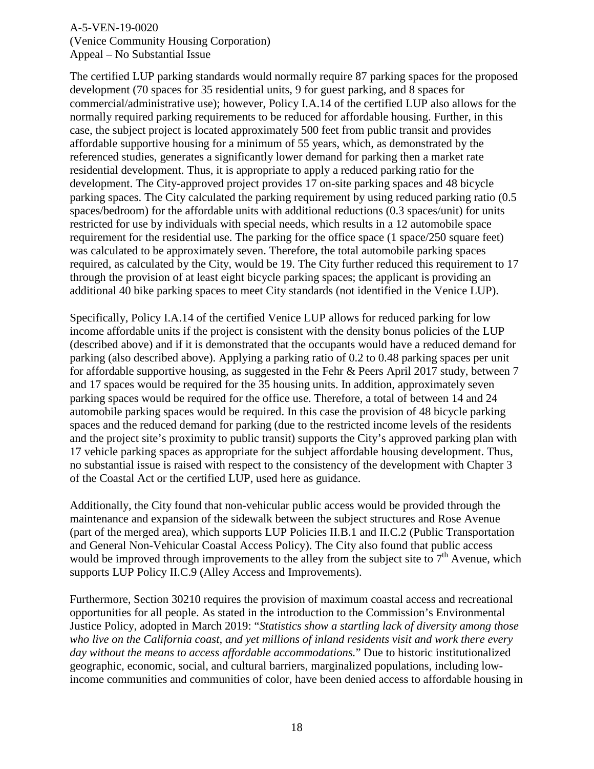The certified LUP parking standards would normally require 87 parking spaces for the proposed development (70 spaces for 35 residential units, 9 for guest parking, and 8 spaces for commercial/administrative use); however, Policy I.A.14 of the certified LUP also allows for the normally required parking requirements to be reduced for affordable housing. Further, in this case, the subject project is located approximately 500 feet from public transit and provides affordable supportive housing for a minimum of 55 years, which, as demonstrated by the referenced studies, generates a significantly lower demand for parking then a market rate residential development. Thus, it is appropriate to apply a reduced parking ratio for the development. The City-approved project provides 17 on-site parking spaces and 48 bicycle parking spaces. The City calculated the parking requirement by using reduced parking ratio (0.5 spaces/bedroom) for the affordable units with additional reductions (0.3 spaces/unit) for units restricted for use by individuals with special needs, which results in a 12 automobile space requirement for the residential use. The parking for the office space (1 space/250 square feet) was calculated to be approximately seven. Therefore, the total automobile parking spaces required, as calculated by the City, would be 19. The City further reduced this requirement to 17 through the provision of at least eight bicycle parking spaces; the applicant is providing an additional 40 bike parking spaces to meet City standards (not identified in the Venice LUP).

Specifically, Policy I.A.14 of the certified Venice LUP allows for reduced parking for low income affordable units if the project is consistent with the density bonus policies of the LUP (described above) and if it is demonstrated that the occupants would have a reduced demand for parking (also described above). Applying a parking ratio of 0.2 to 0.48 parking spaces per unit for affordable supportive housing, as suggested in the Fehr & Peers April 2017 study, between 7 and 17 spaces would be required for the 35 housing units. In addition, approximately seven parking spaces would be required for the office use. Therefore, a total of between 14 and 24 automobile parking spaces would be required. In this case the provision of 48 bicycle parking spaces and the reduced demand for parking (due to the restricted income levels of the residents and the project site's proximity to public transit) supports the City's approved parking plan with 17 vehicle parking spaces as appropriate for the subject affordable housing development. Thus, no substantial issue is raised with respect to the consistency of the development with Chapter 3 of the Coastal Act or the certified LUP, used here as guidance.

Additionally, the City found that non-vehicular public access would be provided through the maintenance and expansion of the sidewalk between the subject structures and Rose Avenue (part of the merged area), which supports LUP Policies II.B.1 and II.C.2 (Public Transportation and General Non-Vehicular Coastal Access Policy). The City also found that public access would be improved through improvements to the alley from the subject site to 7th Avenue, which supports LUP Policy II.C.9 (Alley Access and Improvements).

Furthermore, Section 30210 requires the provision of maximum coastal access and recreational opportunities for all people. As stated in the introduction to the Commission's Environmental Justice Policy, adopted in March 2019: "*Statistics show a startling lack of diversity among those who live on the California coast, and yet millions of inland residents visit and work there every day without the means to access affordable accommodations.*" Due to historic institutionalized geographic, economic, social, and cultural barriers, marginalized populations, including low-income communities and communities of color, have been denied access to affordable housing in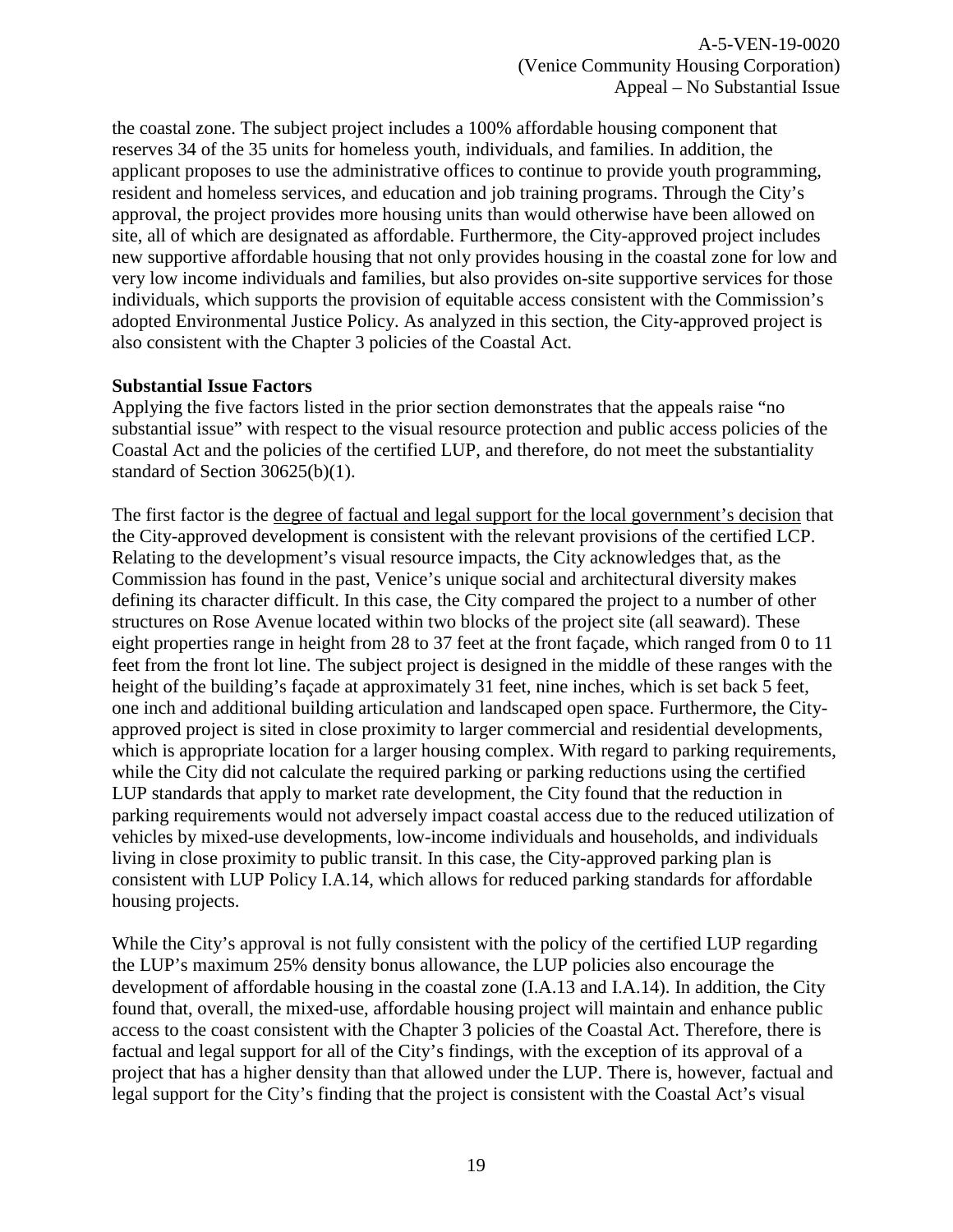the coastal zone. The subject project includes a 100% affordable housing component that reserves 34 of the 35 units for homeless youth, individuals, and families. In addition, the applicant proposes to use the administrative offices to continue to provide youth programming, resident and homeless services, and education and job training programs. Through the City's approval, the project provides more housing units than would otherwise have been allowed on site, all of which are designated as affordable. Furthermore, the City-approved project includes new supportive affordable housing that not only provides housing in the coastal zone for low and very low income individuals and families, but also provides on-site supportive services for those individuals, which supports the provision of equitable access consistent with the Commission's adopted Environmental Justice Policy. As analyzed in this section, the City-approved project is also consistent with the Chapter 3 policies of the Coastal Act.

**Substantial Issue Factors**

Applying the five factors listed in the prior section demonstrates that the appeals raise "no substantial issue" with respect to the visual resource protection and public access policies of the Coastal Act and the policies of the certified LUP, and therefore, do not meet the substantiality standard of Section 30625(b)(1).

The first factor is the <u>degree of factual and legal support for the local government's decision</u> that the City-approved development is consistent with the relevant provisions of the certified LCP. Relating to the development's visual resource impacts, the City acknowledges that, as the Commission has found in the past, Venice's unique social and architectural diversity makes defining its character difficult. In this case, the City compared the project to a number of other structures on Rose Avenue located within two blocks of the project site (all seaward). These eight properties range in height from 28 to 37 feet at the front façade, which ranged from 0 to 11 feet from the front lot line. The subject project is designed in the middle of these ranges with the height of the building's façade at approximately 31 feet, nine inches, which is set back 5 feet, one inch and additional building articulation and landscaped open space. Furthermore, the City-approved project is sited in close proximity to larger commercial and residential developments, which is appropriate location for a larger housing complex. With regard to parking requirements, while the City did not calculate the required parking or parking reductions using the certified LUP standards that apply to market rate development, the City found that the reduction in parking requirements would not adversely impact coastal access due to the reduced utilization of vehicles by mixed-use developments, low-income individuals and households, and individuals living in close proximity to public transit. In this case, the City-approved parking plan is consistent with LUP Policy I.A.14, which allows for reduced parking standards for affordable housing projects.

While the City's approval is not fully consistent with the policy of the certified LUP regarding the LUP's maximum 25% density bonus allowance, the LUP policies also encourage the development of affordable housing in the coastal zone (I.A.13 and I.A.14). In addition, the City found that, overall, the mixed-use, affordable housing project will maintain and enhance public access to the coast consistent with the Chapter 3 policies of the Coastal Act. Therefore, there is factual and legal support for all of the City's findings, with the exception of its approval of a project that has a higher density than that allowed under the LUP. There is, however, factual and legal support for the City's finding that the project is consistent with the Coastal Act's visual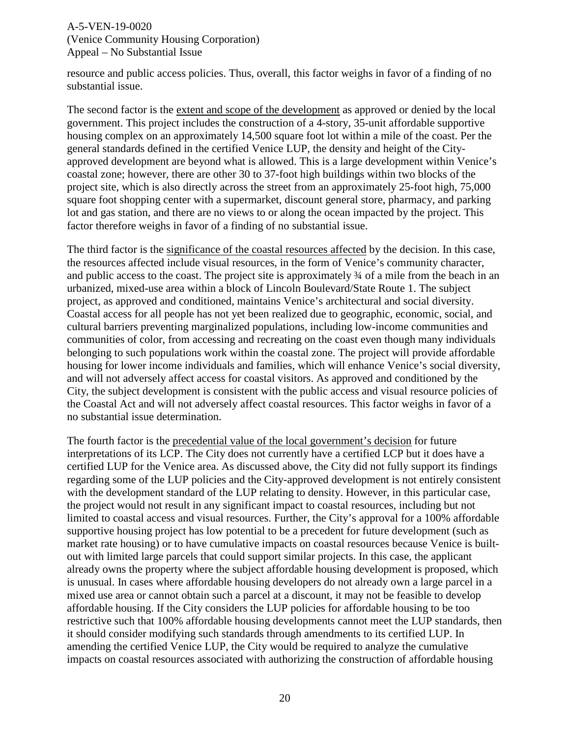resource and public access policies. Thus, overall, this factor weighs in favor of a finding of no substantial issue.

The second factor is the <u>extent and scope of the development</u> as approved or denied by the local government. This project includes the construction of a 4-story, 35-unit affordable supportive housing complex on an approximately 14,500 square foot lot within a mile of the coast. Per the general standards defined in the certified Venice LUP, the density and height of the City-approved development are beyond what is allowed. This is a large development within Venice's coastal zone; however, there are other 30 to 37-foot high buildings within two blocks of the project site, which is also directly across the street from an approximately 25-foot high, 75,000 square foot shopping center with a supermarket, discount general store, pharmacy, and parking lot and gas station, and there are no views to or along the ocean impacted by the project. This factor therefore weighs in favor of a finding of no substantial issue.

The third factor is the <u>significance of the coastal resources affected</u> by the decision. In this case, the resources affected include visual resources, in the form of Venice's community character, and public access to the coast. The project site is approximately ¾ of a mile from the beach in an urbanized, mixed-use area within a block of Lincoln Boulevard/State Route 1. The subject project, as approved and conditioned, maintains Venice's architectural and social diversity. Coastal access for all people has not yet been realized due to geographic, economic, social, and cultural barriers preventing marginalized populations, including low-income communities and communities of color, from accessing and recreating on the coast even though many individuals belonging to such populations work within the coastal zone. The project will provide affordable housing for lower income individuals and families, which will enhance Venice's social diversity, and will not adversely affect access for coastal visitors. As approved and conditioned by the City, the subject development is consistent with the public access and visual resource policies of the Coastal Act and will not adversely affect coastal resources. This factor weighs in favor of a no substantial issue determination.

The fourth factor is the <u>precedential value of the local government's decision</u> for future interpretations of its LCP. The City does not currently have a certified LCP but it does have a certified LUP for the Venice area. As discussed above, the City did not fully support its findings regarding some of the LUP policies and the City-approved development is not entirely consistent with the development standard of the LUP relating to density. However, in this particular case, the project would not result in any significant impact to coastal resources, including but not limited to coastal access and visual resources. Further, the City's approval for a 100% affordable supportive housing project has low potential to be a precedent for future development (such as market rate housing) or to have cumulative impacts on coastal resources because Venice is built-out with limited large parcels that could support similar projects. In this case, the applicant already owns the property where the subject affordable housing development is proposed, which is unusual. In cases where affordable housing developers do not already own a large parcel in a mixed use area or cannot obtain such a parcel at a discount, it may not be feasible to develop affordable housing. If the City considers the LUP policies for affordable housing to be too restrictive such that 100% affordable housing developments cannot meet the LUP standards, then it should consider modifying such standards through amendments to its certified LUP. In amending the certified Venice LUP, the City would be required to analyze the cumulative impacts on coastal resources associated with authorizing the construction of affordable housing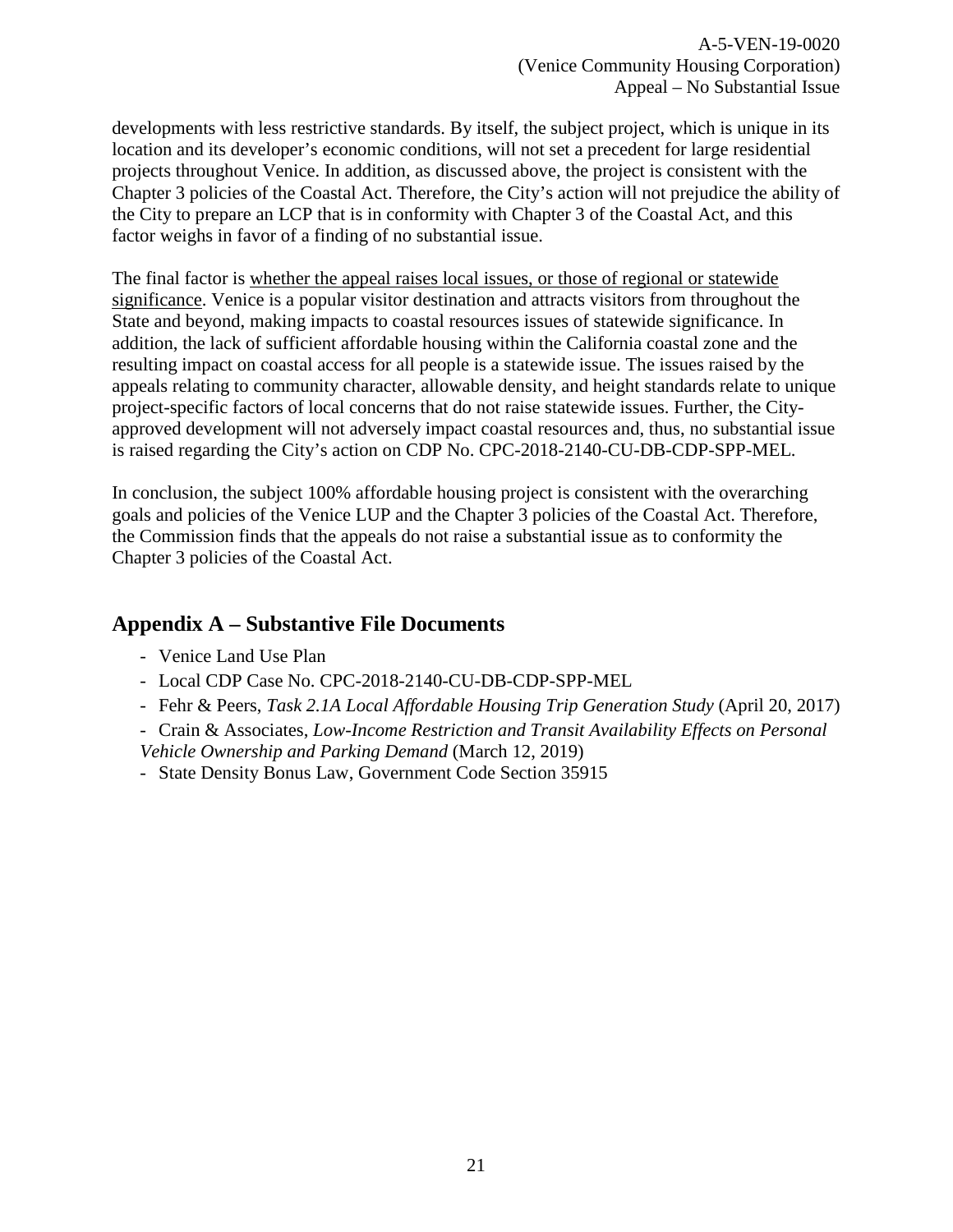developments with less restrictive standards. By itself, the subject project, which is unique in its location and its developer's economic conditions, will not set a precedent for large residential projects throughout Venice. In addition, as discussed above, the project is consistent with the Chapter 3 policies of the Coastal Act. Therefore, the City's action will not prejudice the ability of the City to prepare an LCP that is in conformity with Chapter 3 of the Coastal Act, and this factor weighs in favor of a finding of no substantial issue.

The final factor is <u>whether the appeal raises local issues, or those of regional or statewide significance</u>. Venice is a popular visitor destination and attracts visitors from throughout the State and beyond, making impacts to coastal resources issues of statewide significance. In addition, the lack of sufficient affordable housing within the California coastal zone and the resulting impact on coastal access for all people is a statewide issue. The issues raised by the appeals relating to community character, allowable density, and height standards relate to unique project-specific factors of local concerns that do not raise statewide issues. Further, the City-approved development will not adversely impact coastal resources and, thus, no substantial issue is raised regarding the City's action on CDP No. CPC-2018-2140-CU-DB-CDP-SPP-MEL.

In conclusion, the subject 100% affordable housing project is consistent with the overarching goals and policies of the Venice LUP and the Chapter 3 policies of the Coastal Act. Therefore, the Commission finds that the appeals do not raise a substantial issue as to conformity the Chapter 3 policies of the Coastal Act.

## Appendix A – Substantive File Documents

- Venice Land Use Plan
- Local CDP Case No. CPC-2018-2140-CU-DB-CDP-SPP-MEL
- Fehr & Peers, *Task 2.1A Local Affordable Housing Trip Generation Study* (April 20, 2017)
- Crain & Associates, *Low-Income Restriction and Transit Availability Effects on Personal Vehicle Ownership and Parking Demand* (March 12, 2019)
- State Density Bonus Law, Government Code Section 35915